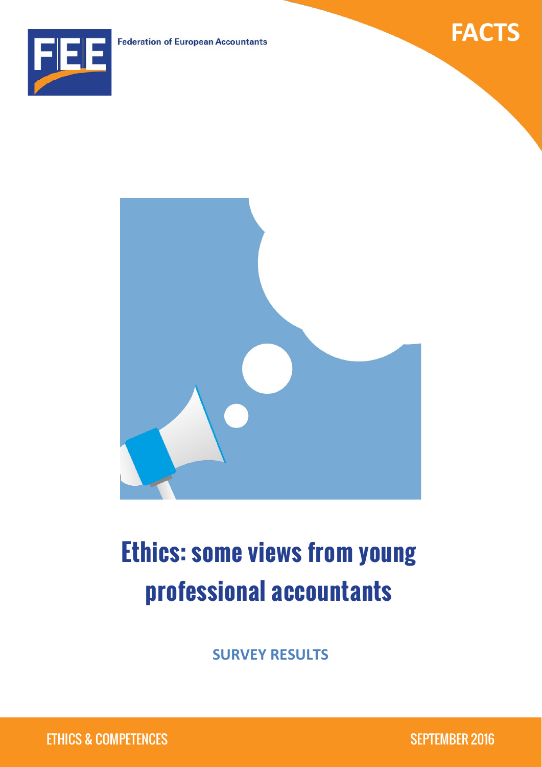Federation of European Accountants

FACTS

# Ethics: some views from young professional accountants

**SURVEY RESULTS**

ETHICS & COMPETENCES

SEPTEMBER 2016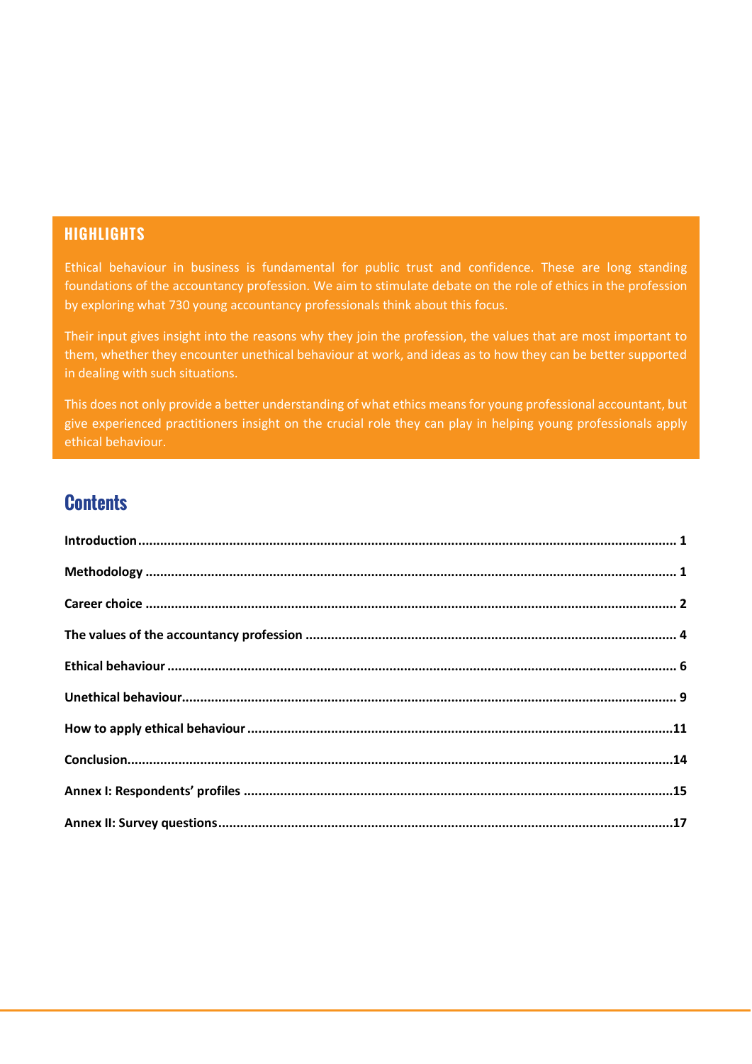## HIGHLIGHTS

Ethical behaviour in business is fundamental for public trust and confidence. These are long standing foundations of the accountancy profession. We aim to stimulate debate on the role of ethics in the profession by exploring what 730 young accountancy professionals think about this focus.

Their input gives insight into the reasons why they join the profession, the values that are most important to them, whether they encounter unethical behaviour at work, and ideas as to how they can be better supported in dealing with such situations.

This does not only provide a better understanding of what ethics means for young professional accountant, but give experienced practitioners insight on the crucial role they can play in helping young professionals apply ethical behaviour.

## Contents

**Introduction** ........................................................................ 1

**Methodology** ........................................................................ 1

**Career choice** ........................................................................ 2

**The values of the accountancy profession** ........................................................................ 4

**Ethical behaviour** ........................................................................ 6

**Unethical behaviour** ........................................................................ 9

**How to apply ethical behaviour** ........................................................................ 11

**Conclusion** ........................................................................ 14

**Annex I: Respondents' profiles** ........................................................................ 15

**Annex II: Survey questions** ........................................................................ 17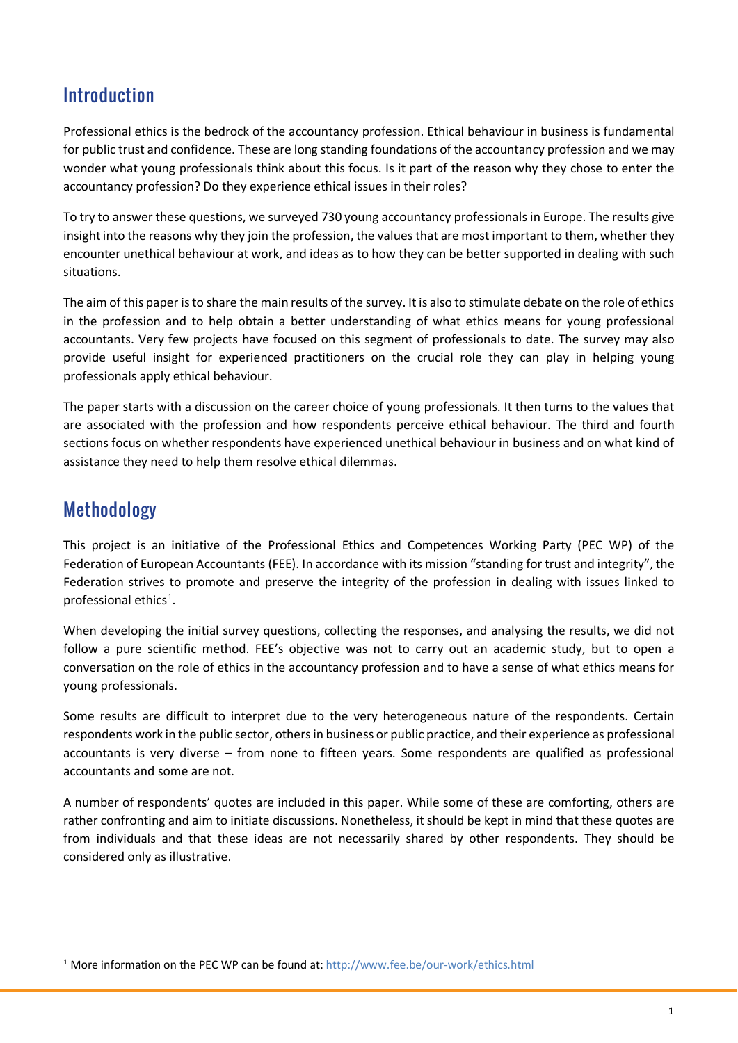## Introduction

Professional ethics is the bedrock of the accountancy profession. Ethical behaviour in business is fundamental for public trust and confidence. These are long standing foundations of the accountancy profession and we may wonder what young professionals think about this focus. Is it part of the reason why they chose to enter the accountancy profession? Do they experience ethical issues in their roles?

To try to answer these questions, we surveyed 730 young accountancy professionals in Europe. The results give insight into the reasons why they join the profession, the values that are most important to them, whether they encounter unethical behaviour at work, and ideas as to how they can be better supported in dealing with such situations.

The aim of this paper is to share the main results of the survey. It is also to stimulate debate on the role of ethics in the profession and to help obtain a better understanding of what ethics means for young professional accountants. Very few projects have focused on this segment of professionals to date. The survey may also provide useful insight for experienced practitioners on the crucial role they can play in helping young professionals apply ethical behaviour.

The paper starts with a discussion on the career choice of young professionals. It then turns to the values that are associated with the profession and how respondents perceive ethical behaviour. The third and fourth sections focus on whether respondents have experienced unethical behaviour in business and on what kind of assistance they need to help them resolve ethical dilemmas.

## Methodology

This project is an initiative of the Professional Ethics and Competences Working Party (PEC WP) of the Federation of European Accountants (FEE). In accordance with its mission "standing for trust and integrity", the Federation strives to promote and preserve the integrity of the profession in dealing with issues linked to professional ethics[1].

When developing the initial survey questions, collecting the responses, and analysing the results, we did not follow a pure scientific method. FEE's objective was not to carry out an academic study, but to open a conversation on the role of ethics in the accountancy profession and to have a sense of what ethics means for young professionals.

Some results are difficult to interpret due to the very heterogeneous nature of the respondents. Certain respondents work in the public sector, others in business or public practice, and their experience as professional accountants is very diverse – from none to fifteen years. Some respondents are qualified as professional accountants and some are not.

A number of respondents' quotes are included in this paper. While some of these are comforting, others are rather confronting and aim to initiate discussions. Nonetheless, it should be kept in mind that these quotes are from individuals and that these ideas are not necessarily shared by other respondents. They should be considered only as illustrative.

[1] More information on the PEC WP can be found at: http://www.fee.be/our-work/ethics.html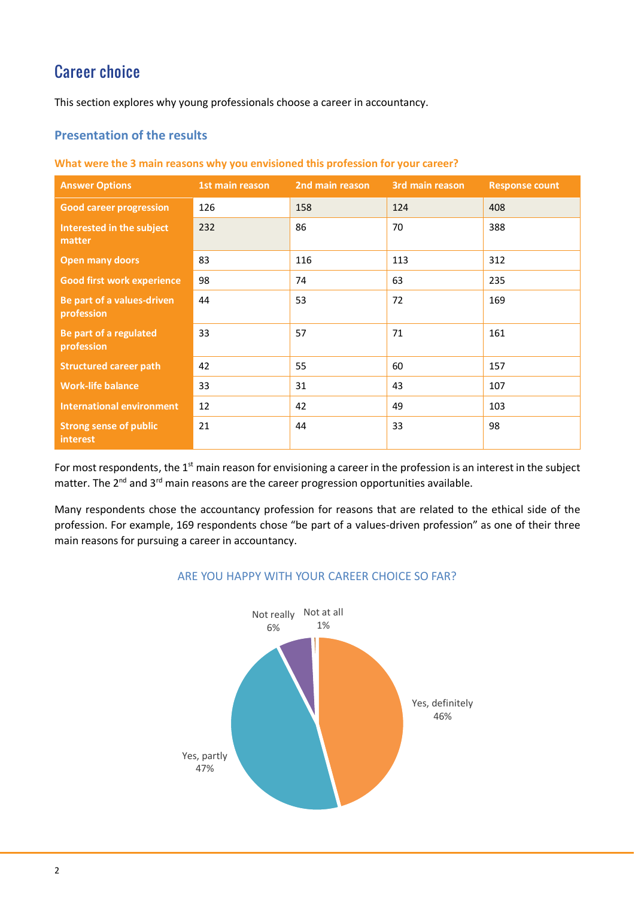## Career choice

This section explores why young professionals choose a career in accountancy.

### Presentation of the results

**What were the 3 main reasons why you envisioned this profession for your career?**

| Answer Options | 1st main reason | 2nd main reason | 3rd main reason | Response count |
|---|---|---|---|---|
| Good career progression | 126 | 158 | 124 | 408 |
| Interested in the subject matter | 232 | 86 | 70 | 388 |
| Open many doors | 83 | 116 | 113 | 312 |
| Good first work experience | 98 | 74 | 63 | 235 |
| Be part of a values-driven profession | 44 | 53 | 72 | 169 |
| Be part of a regulated profession | 33 | 57 | 71 | 161 |
| Structured career path | 42 | 55 | 60 | 157 |
| Work-life balance | 33 | 31 | 43 | 107 |
| International environment | 12 | 42 | 49 | 103 |
| Strong sense of public interest | 21 | 44 | 33 | 98 |

For most respondents, the 1st main reason for envisioning a career in the profession is an interest in the subject matter. The 2nd and 3rd main reasons are the career progression opportunities available.

Many respondents chose the accountancy profession for reasons that are related to the ethical side of the profession. For example, 169 respondents chose "be part of a values-driven profession" as one of their three main reasons for pursuing a career in accountancy.

ARE YOU HAPPY WITH YOUR CAREER CHOICE SO FAR?

Yes, definitely 46%
Yes, partly 47%
Not really 6%
Not at all 1%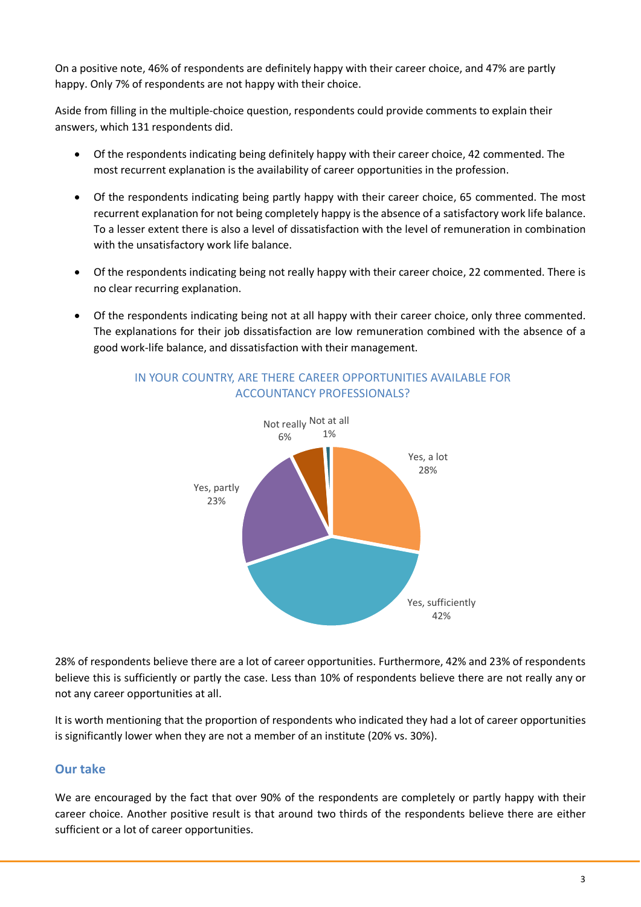On a positive note, 46% of respondents are definitely happy with their career choice, and 47% are partly happy. Only 7% of respondents are not happy with their choice.

Aside from filling in the multiple-choice question, respondents could provide comments to explain their answers, which 131 respondents did.

- Of the respondents indicating being definitely happy with their career choice, 42 commented. The most recurrent explanation is the availability of career opportunities in the profession.
- Of the respondents indicating being partly happy with their career choice, 65 commented. The most recurrent explanation for not being completely happy is the absence of a satisfactory work life balance. To a lesser extent there is also a level of dissatisfaction with the level of remuneration in combination with the unsatisfactory work life balance.
- Of the respondents indicating being not really happy with their career choice, 22 commented. There is no clear recurring explanation.
- Of the respondents indicating being not at all happy with their career choice, only three commented. The explanations for their job dissatisfaction are low remuneration combined with the absence of a good work-life balance, and dissatisfaction with their management.

IN YOUR COUNTRY, ARE THERE CAREER OPPORTUNITIES AVAILABLE FOR ACCOUNTANCY PROFESSIONALS?

| Answer | Share |
|---|---|
| Yes, a lot | 28% |
| Yes, sufficiently | 42% |
| Yes, partly | 23% |
| Not really | 6% |
| Not at all | 1% |

28% of respondents believe there are a lot of career opportunities. Furthermore, 42% and 23% of respondents believe this is sufficiently or partly the case. Less than 10% of respondents believe there are not really any or not any career opportunities at all.

It is worth mentioning that the proportion of respondents who indicated they had a lot of career opportunities is significantly lower when they are not a member of an institute (20% vs. 30%).

### Our take

We are encouraged by the fact that over 90% of the respondents are completely or partly happy with their career choice. Another positive result is that around two thirds of the respondents believe there are either sufficient or a lot of career opportunities.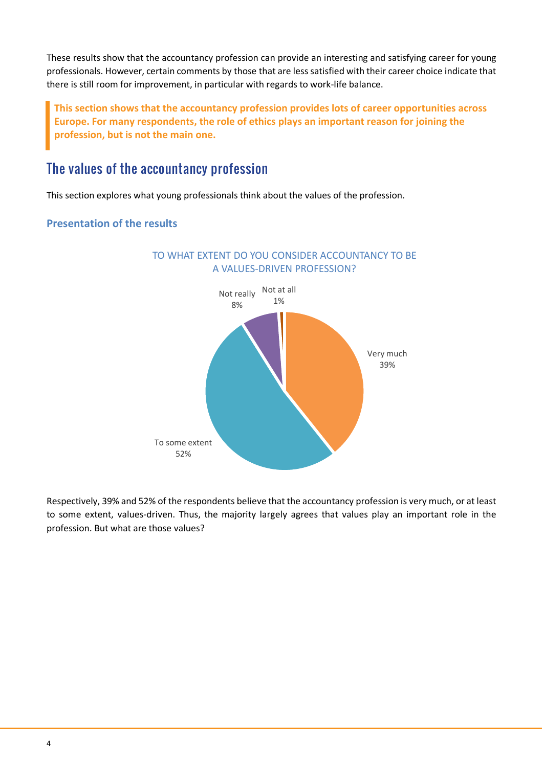These results show that the accountancy profession can provide an interesting and satisfying career for young professionals. However, certain comments by those that are less satisfied with their career choice indicate that there is still room for improvement, in particular with regards to work-life balance.

> **This section shows that the accountancy profession provides lots of career opportunities across Europe. For many respondents, the role of ethics plays an important reason for joining the profession, but is not the main one.**

## The values of the accountancy profession

This section explores what young professionals think about the values of the profession.

### Presentation of the results

TO WHAT EXTENT DO YOU CONSIDER ACCOUNTANCY TO BE A VALUES-DRIVEN PROFESSION?

| Response | Share |
| --- | --- |
| Very much | 39% |
| To some extent | 52% |
| Not really | 8% |
| Not at all | 1% |

Respectively, 39% and 52% of the respondents believe that the accountancy profession is very much, or at least to some extent, values-driven. Thus, the majority largely agrees that values play an important role in the profession. But what are those values?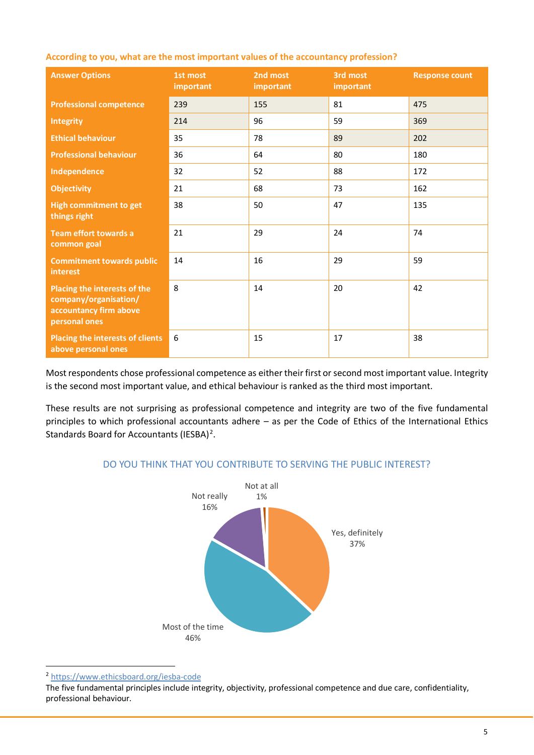**According to you, what are the most important values of the accountancy profession?**

| Answer Options | 1st most important | 2nd most important | 3rd most important | Response count |
|---|---|---|---|---|
| Professional competence | 239 | 155 | 81 | 475 |
| Integrity | 214 | 96 | 59 | 369 |
| Ethical behaviour | 35 | 78 | 89 | 202 |
| Professional behaviour | 36 | 64 | 80 | 180 |
| Independence | 32 | 52 | 88 | 172 |
| Objectivity | 21 | 68 | 73 | 162 |
| High commitment to get things right | 38 | 50 | 47 | 135 |
| Team effort towards a common goal | 21 | 29 | 24 | 74 |
| Commitment towards public interest | 14 | 16 | 29 | 59 |
| Placing the interests of the company/organisation/ accountancy firm above personal ones | 8 | 14 | 20 | 42 |
| Placing the interests of clients above personal ones | 6 | 15 | 17 | 38 |

Most respondents chose professional competence as either their first or second most important value. Integrity is the second most important value, and ethical behaviour is ranked as the third most important.

These results are not surprising as professional competence and integrity are two of the five fundamental principles to which professional accountants adhere – as per the Code of Ethics of the International Ethics Standards Board for Accountants (IESBA)[2].

**DO YOU THINK THAT YOU CONTRIBUTE TO SERVING THE PUBLIC INTEREST?**

| Answer | Share |
|---|---|
| Yes, definitely | 37% |
| Most of the time | 46% |
| Not really | 16% |
| Not at all | 1% |

[2] https://www.ethicsboard.org/iesba-code
The five fundamental principles include integrity, objectivity, professional competence and due care, confidentiality, professional behaviour.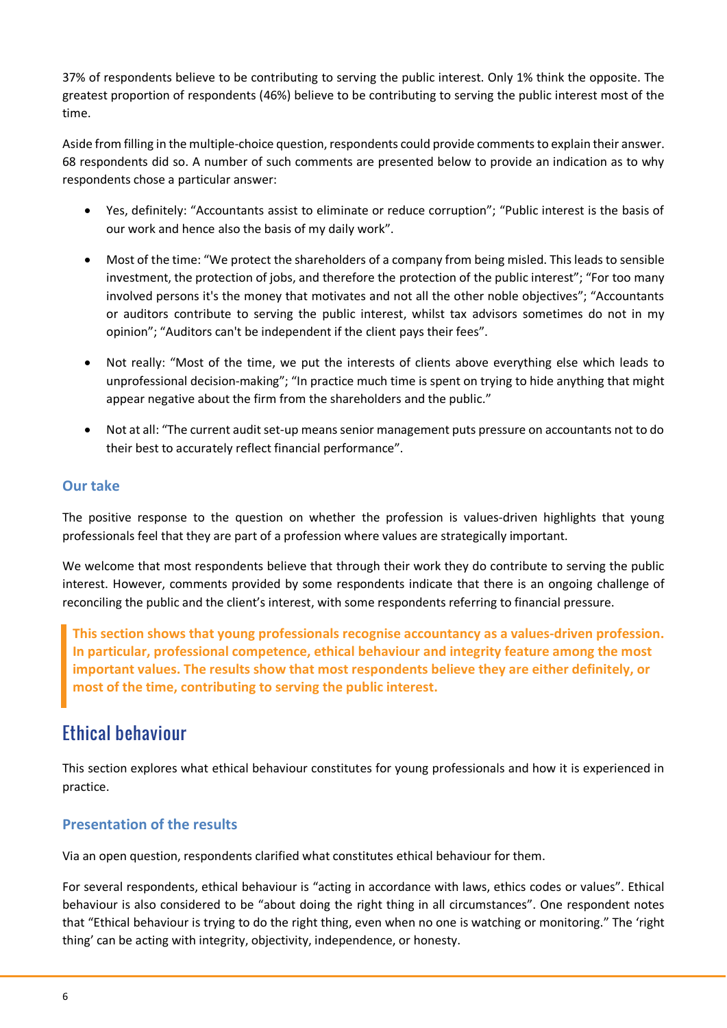37% of respondents believe to be contributing to serving the public interest. Only 1% think the opposite. The greatest proportion of respondents (46%) believe to be contributing to serving the public interest most of the time.

Aside from filling in the multiple-choice question, respondents could provide comments to explain their answer. 68 respondents did so. A number of such comments are presented below to provide an indication as to why respondents chose a particular answer:

- Yes, definitely: "Accountants assist to eliminate or reduce corruption"; "Public interest is the basis of our work and hence also the basis of my daily work".
- Most of the time: "We protect the shareholders of a company from being misled. This leads to sensible investment, the protection of jobs, and therefore the protection of the public interest"; "For too many involved persons it's the money that motivates and not all the other noble objectives"; "Accountants or auditors contribute to serving the public interest, whilst tax advisors sometimes do not in my opinion"; "Auditors can't be independent if the client pays their fees".
- Not really: "Most of the time, we put the interests of clients above everything else which leads to unprofessional decision-making"; "In practice much time is spent on trying to hide anything that might appear negative about the firm from the shareholders and the public."
- Not at all: "The current audit set-up means senior management puts pressure on accountants not to do their best to accurately reflect financial performance".

### Our take

The positive response to the question on whether the profession is values-driven highlights that young professionals feel that they are part of a profession where values are strategically important.

We welcome that most respondents believe that through their work they do contribute to serving the public interest. However, comments provided by some respondents indicate that there is an ongoing challenge of reconciling the public and the client's interest, with some respondents referring to financial pressure.

> **This section shows that young professionals recognise accountancy as a values-driven profession. In particular, professional competence, ethical behaviour and integrity feature among the most important values. The results show that most respondents believe they are either definitely, or most of the time, contributing to serving the public interest.**

## Ethical behaviour

This section explores what ethical behaviour constitutes for young professionals and how it is experienced in practice.

### Presentation of the results

Via an open question, respondents clarified what constitutes ethical behaviour for them.

For several respondents, ethical behaviour is "acting in accordance with laws, ethics codes or values". Ethical behaviour is also considered to be "about doing the right thing in all circumstances". One respondent notes that "Ethical behaviour is trying to do the right thing, even when no one is watching or monitoring." The 'right thing' can be acting with integrity, objectivity, independence, or honesty.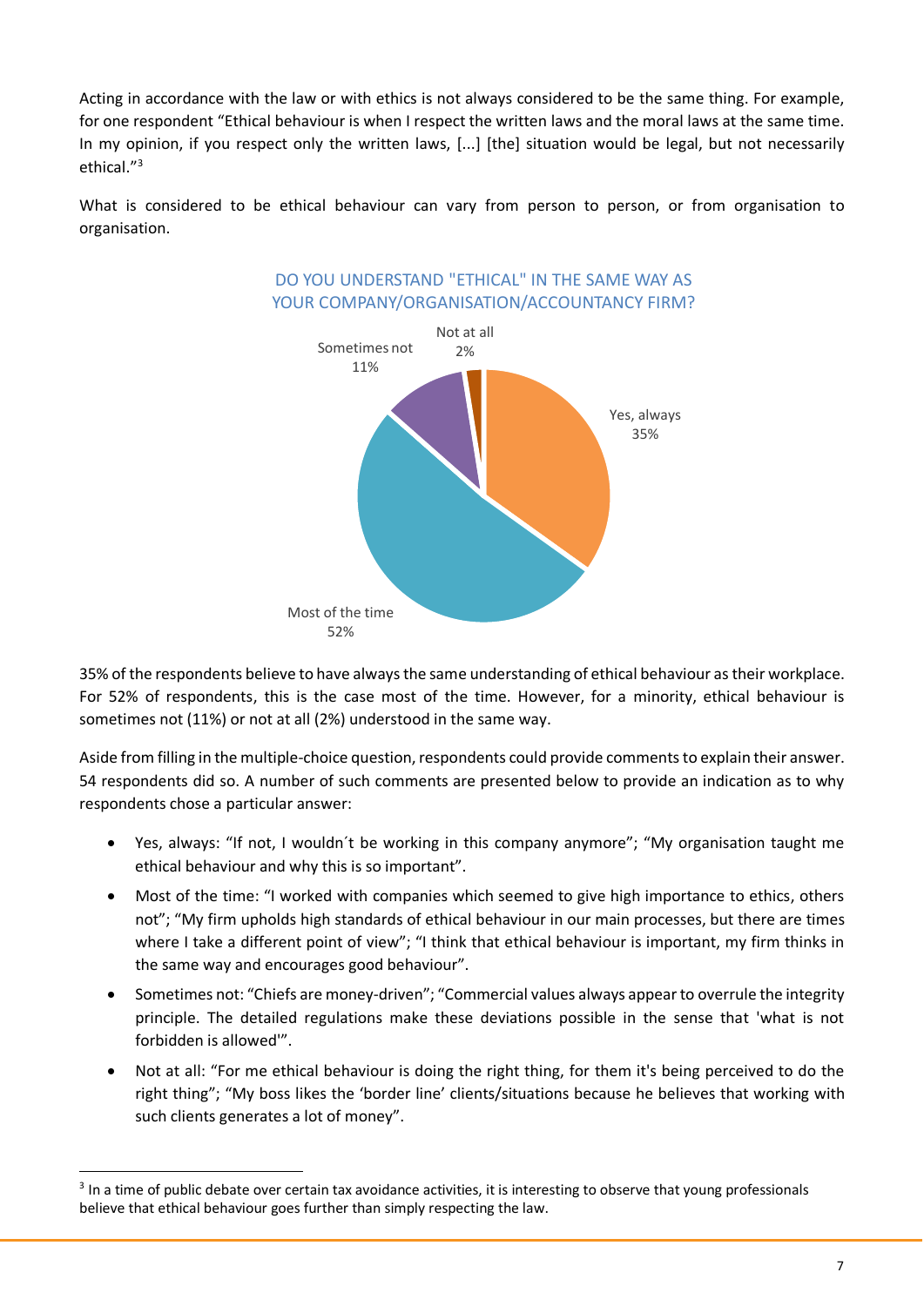Acting in accordance with the law or with ethics is not always considered to be the same thing. For example, for one respondent "Ethical behaviour is when I respect the written laws and the moral laws at the same time. In my opinion, if you respect only the written laws, [...] [the] situation would be legal, but not necessarily ethical."[3]

What is considered to be ethical behaviour can vary from person to person, or from organisation to organisation.

DO YOU UNDERSTAND "ETHICAL" IN THE SAME WAY AS YOUR COMPANY/ORGANISATION/ACCOUNTANCY FIRM?

| Answer | Share |
| --- | --- |
| Yes, always | 35% |
| Most of the time | 52% |
| Sometimes not | 11% |
| Not at all | 2% |

35% of the respondents believe to have always the same understanding of ethical behaviour as their workplace. For 52% of respondents, this is the case most of the time. However, for a minority, ethical behaviour is sometimes not (11%) or not at all (2%) understood in the same way.

Aside from filling in the multiple-choice question, respondents could provide comments to explain their answer. 54 respondents did so. A number of such comments are presented below to provide an indication as to why respondents chose a particular answer:

- Yes, always: "If not, I wouldn´t be working in this company anymore"; "My organisation taught me ethical behaviour and why this is so important".
- Most of the time: "I worked with companies which seemed to give high importance to ethics, others not"; "My firm upholds high standards of ethical behaviour in our main processes, but there are times where I take a different point of view"; "I think that ethical behaviour is important, my firm thinks in the same way and encourages good behaviour".
- Sometimes not: "Chiefs are money-driven"; "Commercial values always appear to overrule the integrity principle. The detailed regulations make these deviations possible in the sense that 'what is not forbidden is allowed'".
- Not at all: "For me ethical behaviour is doing the right thing, for them it's being perceived to do the right thing"; "My boss likes the 'border line' clients/situations because he believes that working with such clients generates a lot of money".

[3] In a time of public debate over certain tax avoidance activities, it is interesting to observe that young professionals believe that ethical behaviour goes further than simply respecting the law.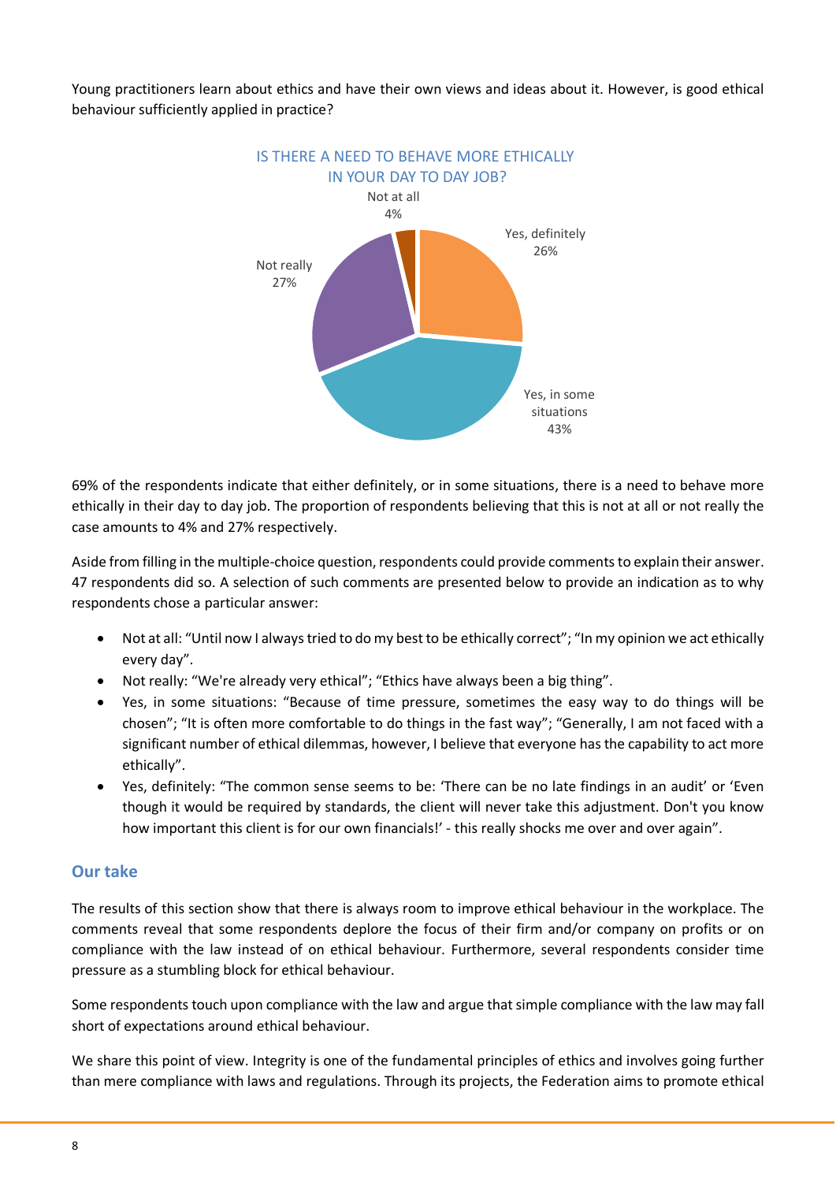Young practitioners learn about ethics and have their own views and ideas about it. However, is good ethical behaviour sufficiently applied in practice?

IS THERE A NEED TO BEHAVE MORE ETHICALLY IN YOUR DAY TO DAY JOB?

| Answer | Share |
| --- | --- |
| Yes, definitely | 26% |
| Yes, in some situations | 43% |
| Not really | 27% |
| Not at all | 4% |

69% of the respondents indicate that either definitely, or in some situations, there is a need to behave more ethically in their day to day job. The proportion of respondents believing that this is not at all or not really the case amounts to 4% and 27% respectively.

Aside from filling in the multiple-choice question, respondents could provide comments to explain their answer. 47 respondents did so. A selection of such comments are presented below to provide an indication as to why respondents chose a particular answer:

- Not at all: "Until now I always tried to do my best to be ethically correct"; "In my opinion we act ethically every day".
- Not really: "We're already very ethical"; "Ethics have always been a big thing".
- Yes, in some situations: "Because of time pressure, sometimes the easy way to do things will be chosen"; "It is often more comfortable to do things in the fast way"; "Generally, I am not faced with a significant number of ethical dilemmas, however, I believe that everyone has the capability to act more ethically".
- Yes, definitely: "The common sense seems to be: 'There can be no late findings in an audit' or 'Even though it would be required by standards, the client will never take this adjustment. Don't you know how important this client is for our own financials!' - this really shocks me over and over again".

## Our take

The results of this section show that there is always room to improve ethical behaviour in the workplace. The comments reveal that some respondents deplore the focus of their firm and/or company on profits or on compliance with the law instead of on ethical behaviour. Furthermore, several respondents consider time pressure as a stumbling block for ethical behaviour.

Some respondents touch upon compliance with the law and argue that simple compliance with the law may fall short of expectations around ethical behaviour.

We share this point of view. Integrity is one of the fundamental principles of ethics and involves going further than mere compliance with laws and regulations. Through its projects, the Federation aims to promote ethical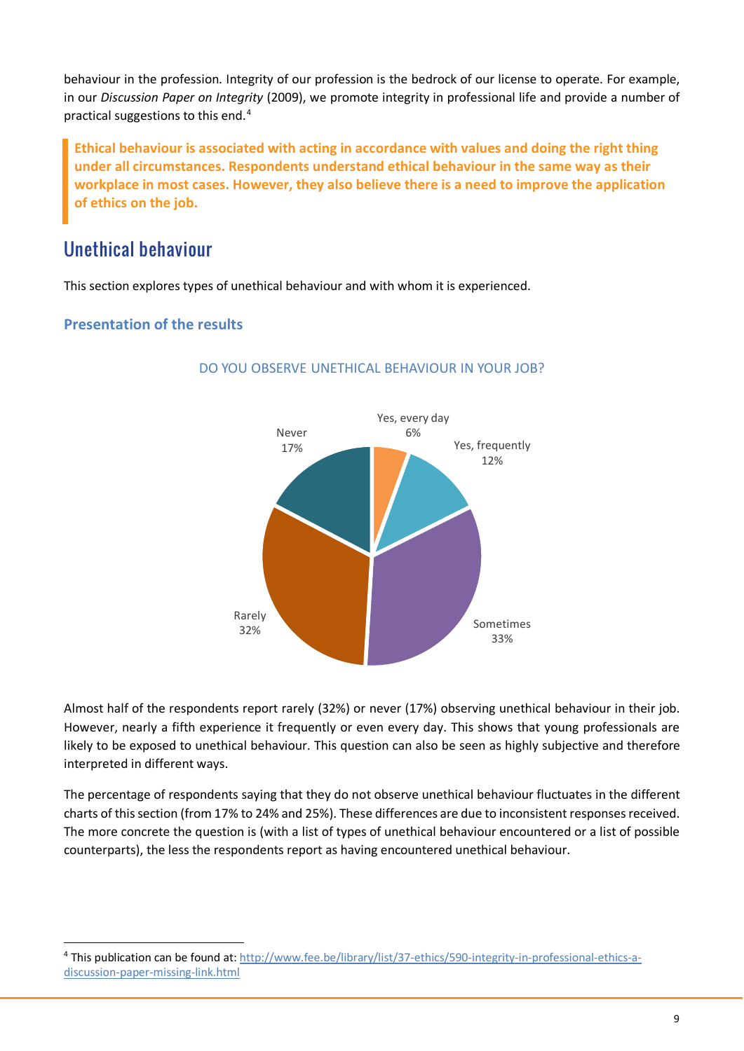behaviour in the profession. Integrity of our profession is the bedrock of our license to operate. For example, in our *Discussion Paper on Integrity* (2009), we promote integrity in professional life and provide a number of practical suggestions to this end.[4]

> **Ethical behaviour is associated with acting in accordance with values and doing the right thing under all circumstances. Respondents understand ethical behaviour in the same way as their workplace in most cases. However, they also believe there is a need to improve the application of ethics on the job.**

## Unethical behaviour

This section explores types of unethical behaviour and with whom it is experienced.

### Presentation of the results

DO YOU OBSERVE UNETHICAL BEHAVIOUR IN YOUR JOB?

| Response | Percentage |
| --- | --- |
| Yes, every day | 6% |
| Yes, frequently | 12% |
| Sometimes | 33% |
| Rarely | 32% |
| Never | 17% |

Almost half of the respondents report rarely (32%) or never (17%) observing unethical behaviour in their job. However, nearly a fifth experience it frequently or even every day. This shows that young professionals are likely to be exposed to unethical behaviour. This question can also be seen as highly subjective and therefore interpreted in different ways.

The percentage of respondents saying that they do not observe unethical behaviour fluctuates in the different charts of this section (from 17% to 24% and 25%). These differences are due to inconsistent responses received. The more concrete the question is (with a list of types of unethical behaviour encountered or a list of possible counterparts), the less the respondents report as having encountered unethical behaviour.

[4] This publication can be found at: http://www.fee.be/library/list/37-ethics/590-integrity-in-professional-ethics-a-discussion-paper-missing-link.html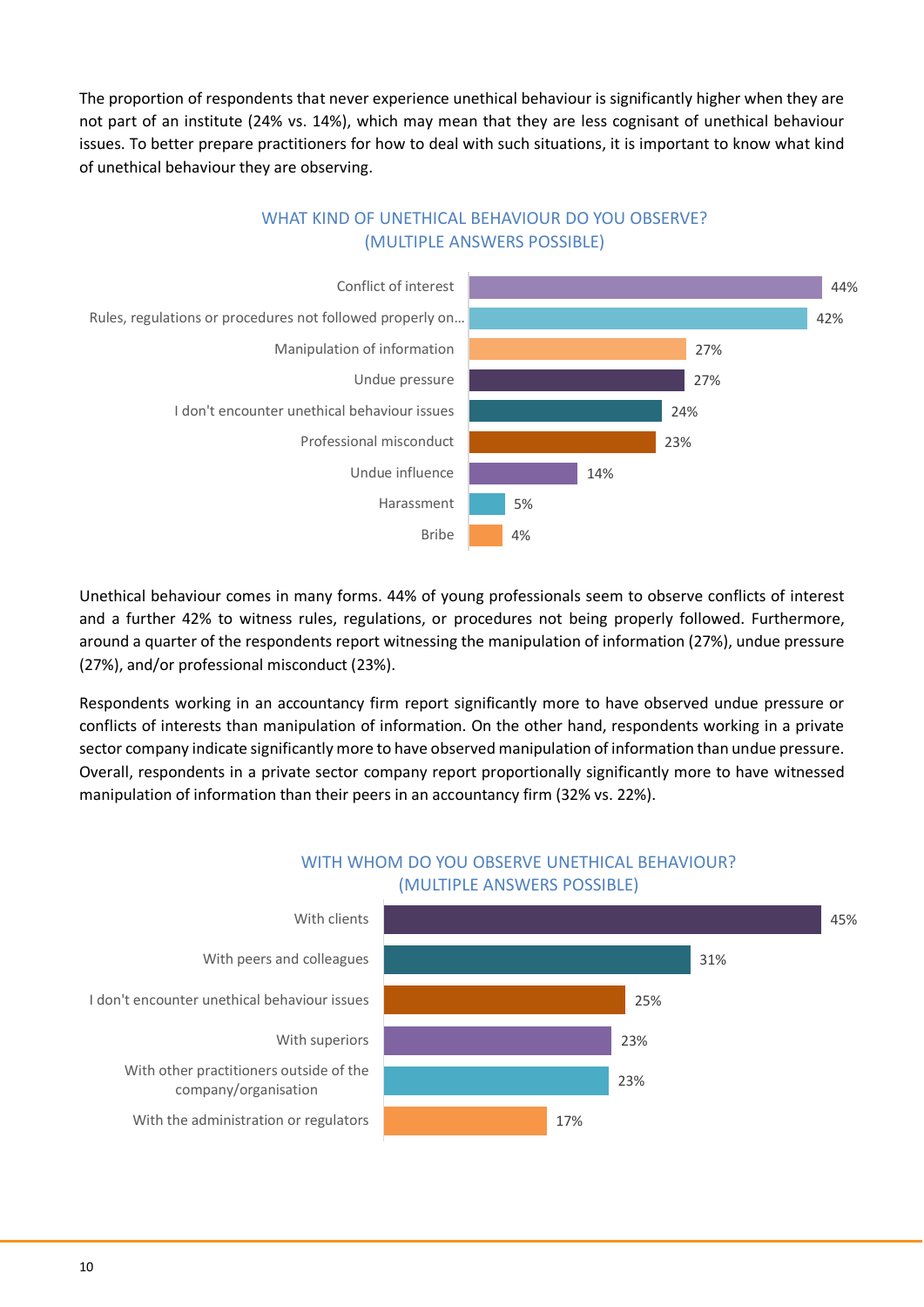The proportion of respondents that never experience unethical behaviour is significantly higher when they are not part of an institute (24% vs. 14%), which may mean that they are less cognisant of unethical behaviour issues. To better prepare practitioners for how to deal with such situations, it is important to know what kind of unethical behaviour they are observing.

**WHAT KIND OF UNETHICAL BEHAVIOUR DO YOU OBSERVE? (MULTIPLE ANSWERS POSSIBLE)**

| Behaviour | % |
|---|---|
| Conflict of interest | 44% |
| Rules, regulations or procedures not followed properly on... | 42% |
| Manipulation of information | 27% |
| Undue pressure | 27% |
| I don't encounter unethical behaviour issues | 24% |
| Professional misconduct | 23% |
| Undue influence | 14% |
| Harassment | 5% |
| Bribe | 4% |

Unethical behaviour comes in many forms. 44% of young professionals seem to observe conflicts of interest and a further 42% to witness rules, regulations, or procedures not being properly followed. Furthermore, around a quarter of the respondents report witnessing the manipulation of information (27%), undue pressure (27%), and/or professional misconduct (23%).

Respondents working in an accountancy firm report significantly more to have observed undue pressure or conflicts of interests than manipulation of information. On the other hand, respondents working in a private sector company indicate significantly more to have observed manipulation of information than undue pressure. Overall, respondents in a private sector company report proportionally significantly more to have witnessed manipulation of information than their peers in an accountancy firm (32% vs. 22%).

**WITH WHOM DO YOU OBSERVE UNETHICAL BEHAVIOUR? (MULTIPLE ANSWERS POSSIBLE)**

| With whom | % |
|---|---|
| With clients | 45% |
| With peers and colleagues | 31% |
| I don't encounter unethical behaviour issues | 25% |
| With superiors | 23% |
| With other practitioners outside of the company/organisation | 23% |
| With the administration or regulators | 17% |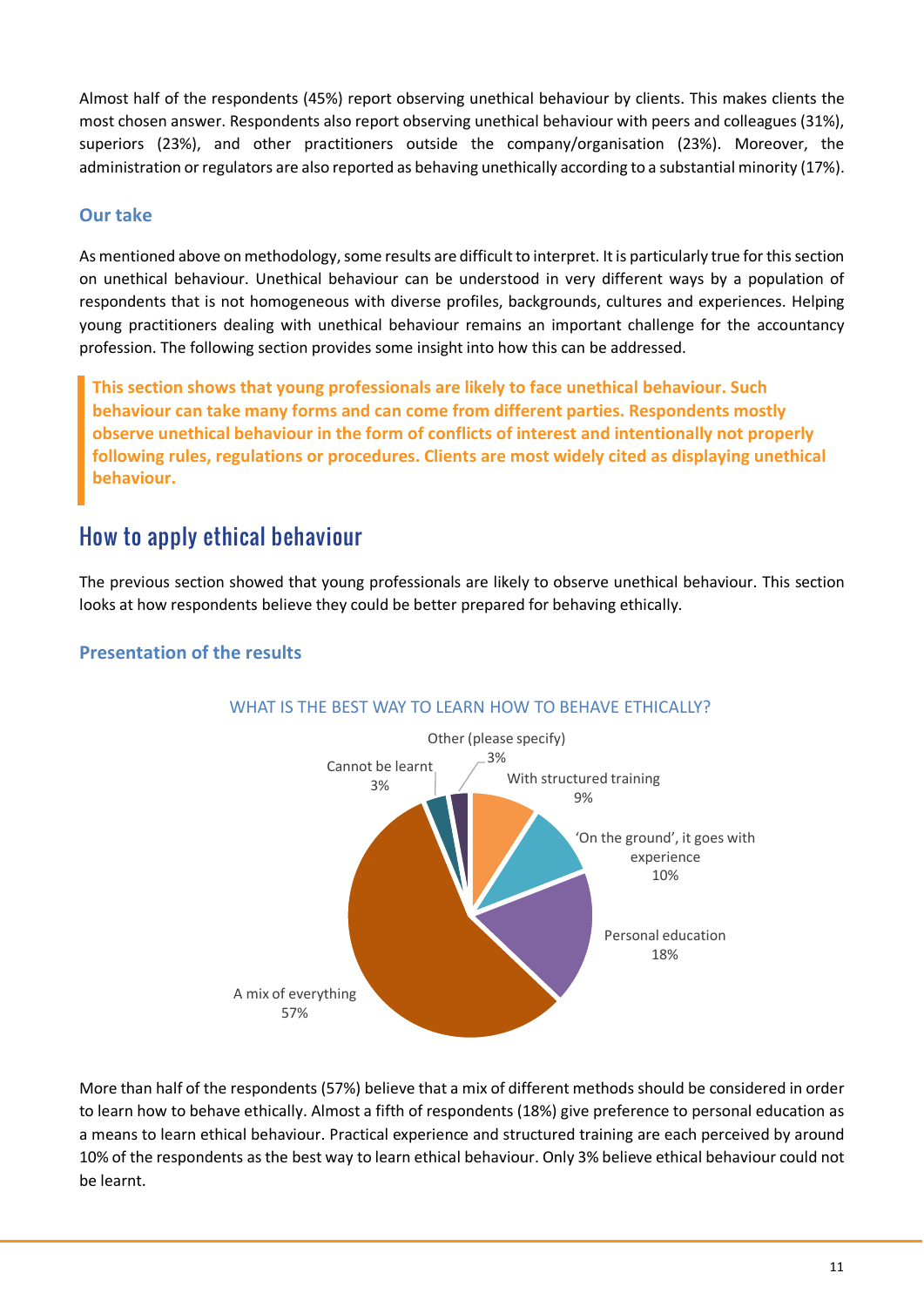Almost half of the respondents (45%) report observing unethical behaviour by clients. This makes clients the most chosen answer. Respondents also report observing unethical behaviour with peers and colleagues (31%), superiors (23%), and other practitioners outside the company/organisation (23%). Moreover, the administration or regulators are also reported as behaving unethically according to a substantial minority (17%).

### Our take

As mentioned above on methodology, some results are difficult to interpret. It is particularly true for this section on unethical behaviour. Unethical behaviour can be understood in very different ways by a population of respondents that is not homogeneous with diverse profiles, backgrounds, cultures and experiences. Helping young practitioners dealing with unethical behaviour remains an important challenge for the accountancy profession. The following section provides some insight into how this can be addressed.

> **This section shows that young professionals are likely to face unethical behaviour. Such behaviour can take many forms and can come from different parties. Respondents mostly observe unethical behaviour in the form of conflicts of interest and intentionally not properly following rules, regulations or procedures. Clients are most widely cited as displaying unethical behaviour.**

## How to apply ethical behaviour

The previous section showed that young professionals are likely to observe unethical behaviour. This section looks at how respondents believe they could be better prepared for behaving ethically.

### Presentation of the results

WHAT IS THE BEST WAY TO LEARN HOW TO BEHAVE ETHICALLY?

| Answer | Share |
|---|---|
| With structured training | 9% |
| 'On the ground', it goes with experience | 10% |
| Personal education | 18% |
| A mix of everything | 57% |
| Cannot be learnt | 3% |
| Other (please specify) | 3% |

More than half of the respondents (57%) believe that a mix of different methods should be considered in order to learn how to behave ethically. Almost a fifth of respondents (18%) give preference to personal education as a means to learn ethical behaviour. Practical experience and structured training are each perceived by around 10% of the respondents as the best way to learn ethical behaviour. Only 3% believe ethical behaviour could not be learnt.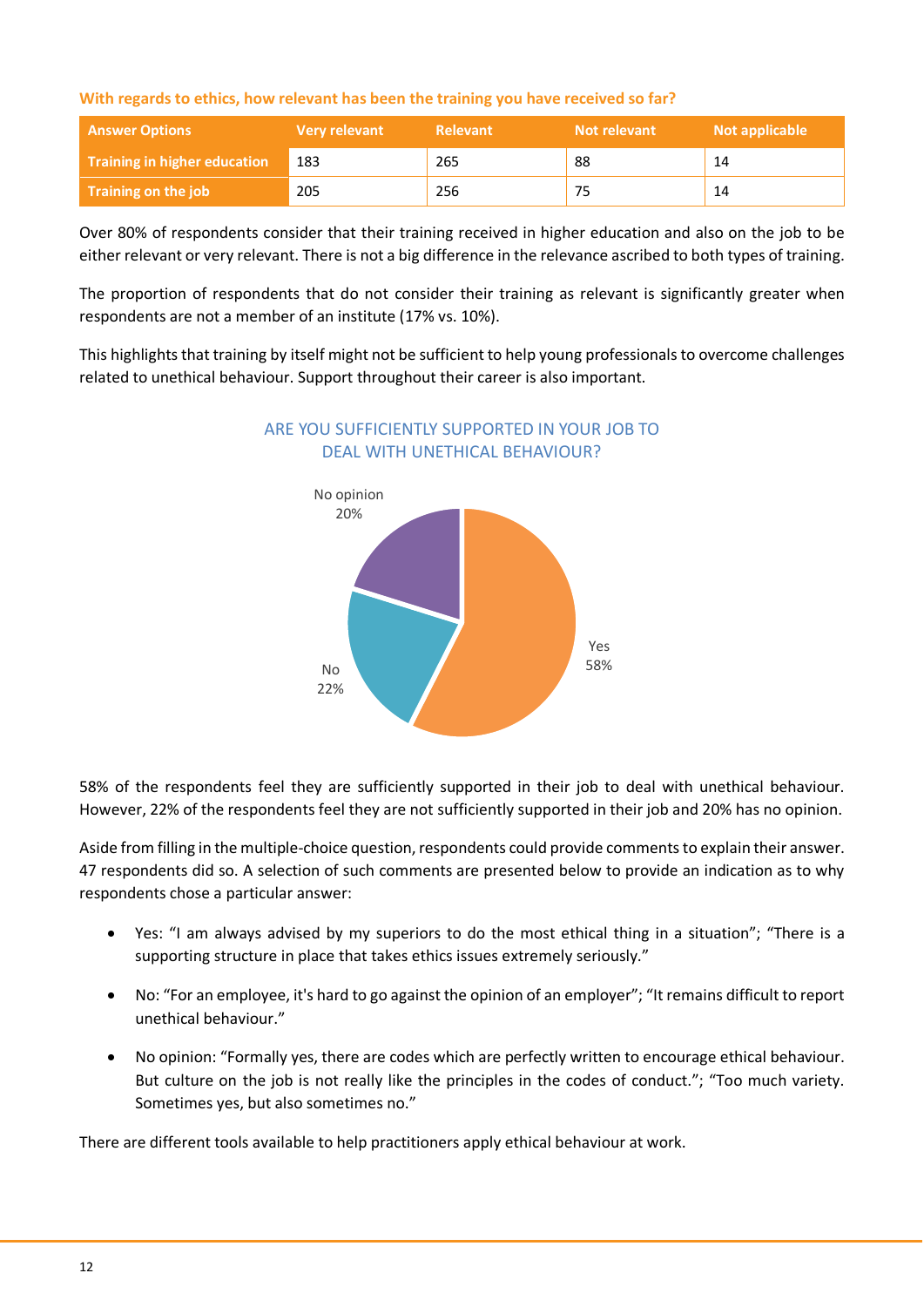**With regards to ethics, how relevant has been the training you have received so far?**

| Answer Options | Very relevant | Relevant | Not relevant | Not applicable |
|---|---|---|---|---|
| Training in higher education | 183 | 265 | 88 | 14 |
| Training on the job | 205 | 256 | 75 | 14 |

Over 80% of respondents consider that their training received in higher education and also on the job to be either relevant or very relevant. There is not a big difference in the relevance ascribed to both types of training.

The proportion of respondents that do not consider their training as relevant is significantly greater when respondents are not a member of an institute (17% vs. 10%).

This highlights that training by itself might not be sufficient to help young professionals to overcome challenges related to unethical behaviour. Support throughout their career is also important.

ARE YOU SUFFICIENTLY SUPPORTED IN YOUR JOB TO DEAL WITH UNETHICAL BEHAVIOUR?

| Answer | Share |
|---|---|
| Yes | 58% |
| No | 22% |
| No opinion | 20% |

58% of the respondents feel they are sufficiently supported in their job to deal with unethical behaviour. However, 22% of the respondents feel they are not sufficiently supported in their job and 20% has no opinion.

Aside from filling in the multiple-choice question, respondents could provide comments to explain their answer. 47 respondents did so. A selection of such comments are presented below to provide an indication as to why respondents chose a particular answer:

- Yes: "I am always advised by my superiors to do the most ethical thing in a situation"; "There is a supporting structure in place that takes ethics issues extremely seriously."
- No: "For an employee, it's hard to go against the opinion of an employer"; "It remains difficult to report unethical behaviour."
- No opinion: "Formally yes, there are codes which are perfectly written to encourage ethical behaviour. But culture on the job is not really like the principles in the codes of conduct."; "Too much variety. Sometimes yes, but also sometimes no."

There are different tools available to help practitioners apply ethical behaviour at work.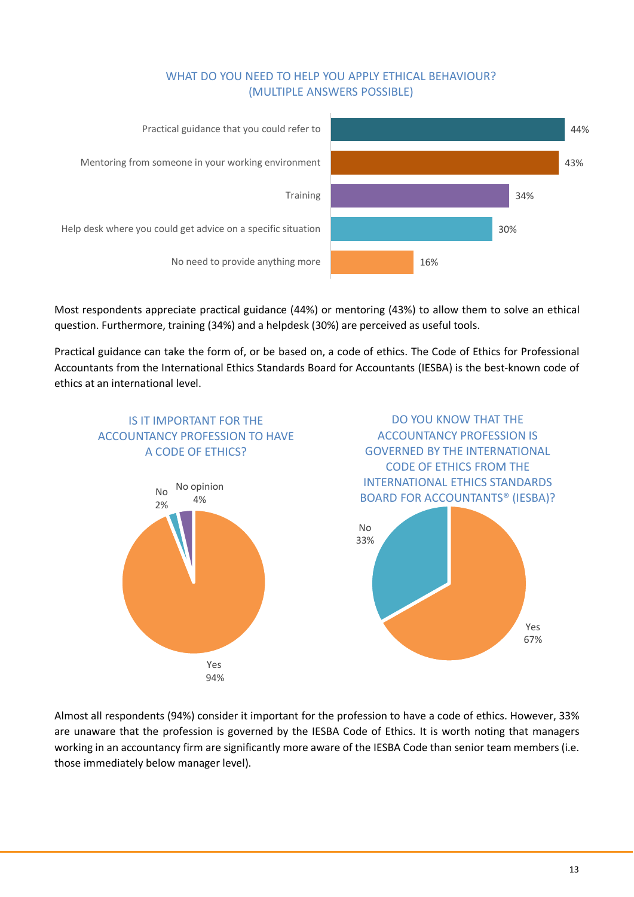### WHAT DO YOU NEED TO HELP YOU APPLY ETHICAL BEHAVIOUR? (MULTIPLE ANSWERS POSSIBLE)

| Response | % |
| --- | --- |
| Practical guidance that you could refer to | 44% |
| Mentoring from someone in your working environment | 43% |
| Training | 34% |
| Help desk where you could get advice on a specific situation | 30% |
| No need to provide anything more | 16% |

Most respondents appreciate practical guidance (44%) or mentoring (43%) to allow them to solve an ethical question. Furthermore, training (34%) and a helpdesk (30%) are perceived as useful tools.

Practical guidance can take the form of, or be based on, a code of ethics. The Code of Ethics for Professional Accountants from the International Ethics Standards Board for Accountants (IESBA) is the best-known code of ethics at an international level.

### IS IT IMPORTANT FOR THE ACCOUNTANCY PROFESSION TO HAVE A CODE OF ETHICS?

| Response | % |
| --- | --- |
| Yes | 94% |
| No | 2% |
| No opinion | 4% |

### DO YOU KNOW THAT THE ACCOUNTANCY PROFESSION IS GOVERNED BY THE INTERNATIONAL CODE OF ETHICS FROM THE INTERNATIONAL ETHICS STANDARDS BOARD FOR ACCOUNTANTS® (IESBA)?

| Response | % |
| --- | --- |
| Yes | 67% |
| No | 33% |

Almost all respondents (94%) consider it important for the profession to have a code of ethics. However, 33% are unaware that the profession is governed by the IESBA Code of Ethics. It is worth noting that managers working in an accountancy firm are significantly more aware of the IESBA Code than senior team members (i.e. those immediately below manager level).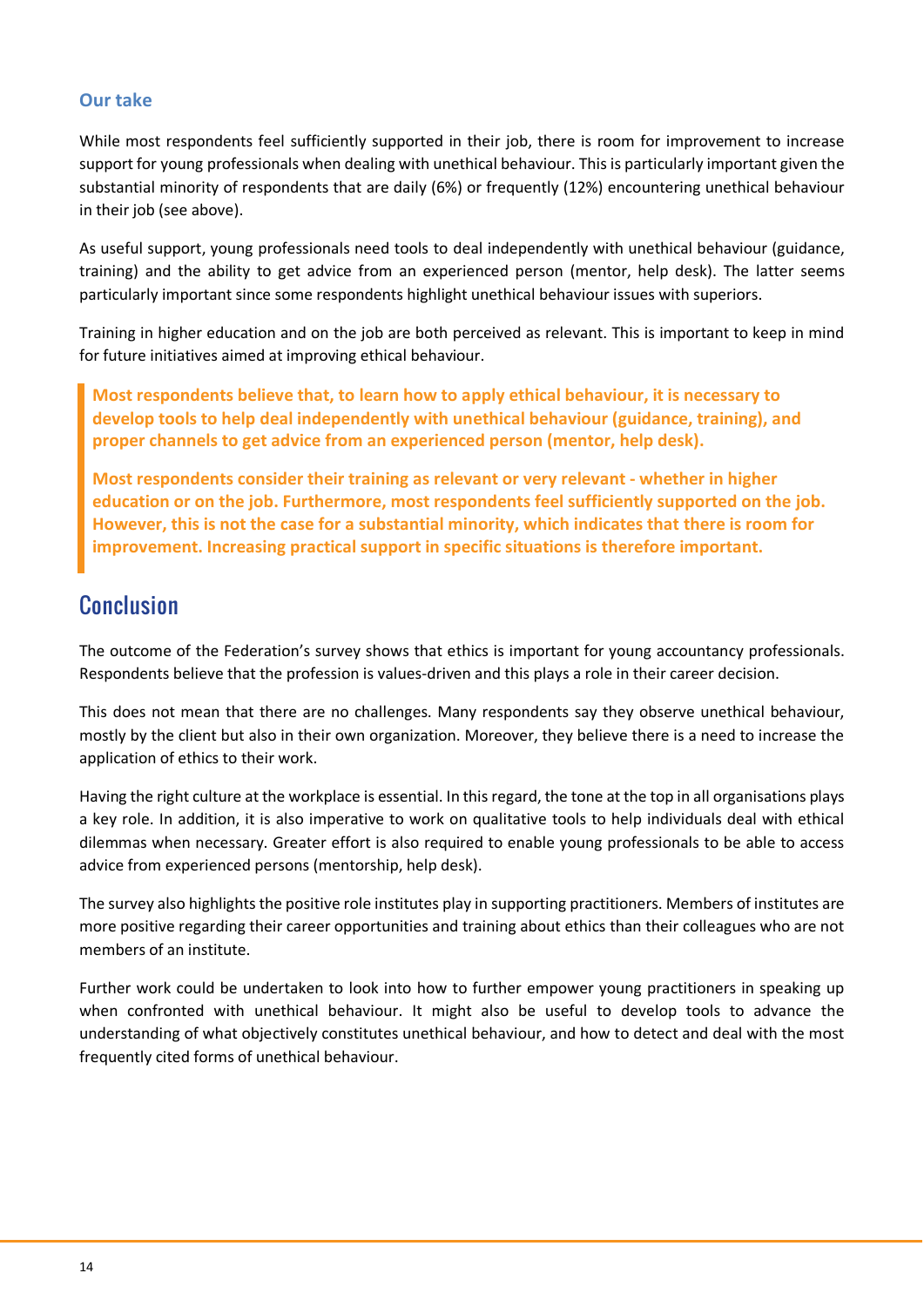### Our take

While most respondents feel sufficiently supported in their job, there is room for improvement to increase support for young professionals when dealing with unethical behaviour. This is particularly important given the substantial minority of respondents that are daily (6%) or frequently (12%) encountering unethical behaviour in their job (see above).

As useful support, young professionals need tools to deal independently with unethical behaviour (guidance, training) and the ability to get advice from an experienced person (mentor, help desk). The latter seems particularly important since some respondents highlight unethical behaviour issues with superiors.

Training in higher education and on the job are both perceived as relevant. This is important to keep in mind for future initiatives aimed at improving ethical behaviour.

> **Most respondents believe that, to learn how to apply ethical behaviour, it is necessary to develop tools to help deal independently with unethical behaviour (guidance, training), and proper channels to get advice from an experienced person (mentor, help desk).**
>
> **Most respondents consider their training as relevant or very relevant - whether in higher education or on the job. Furthermore, most respondents feel sufficiently supported on the job. However, this is not the case for a substantial minority, which indicates that there is room for improvement. Increasing practical support in specific situations is therefore important.**

## Conclusion

The outcome of the Federation's survey shows that ethics is important for young accountancy professionals. Respondents believe that the profession is values-driven and this plays a role in their career decision.

This does not mean that there are no challenges. Many respondents say they observe unethical behaviour, mostly by the client but also in their own organization. Moreover, they believe there is a need to increase the application of ethics to their work.

Having the right culture at the workplace is essential. In this regard, the tone at the top in all organisations plays a key role. In addition, it is also imperative to work on qualitative tools to help individuals deal with ethical dilemmas when necessary. Greater effort is also required to enable young professionals to be able to access advice from experienced persons (mentorship, help desk).

The survey also highlights the positive role institutes play in supporting practitioners. Members of institutes are more positive regarding their career opportunities and training about ethics than their colleagues who are not members of an institute.

Further work could be undertaken to look into how to further empower young practitioners in speaking up when confronted with unethical behaviour. It might also be useful to develop tools to advance the understanding of what objectively constitutes unethical behaviour, and how to detect and deal with the most frequently cited forms of unethical behaviour.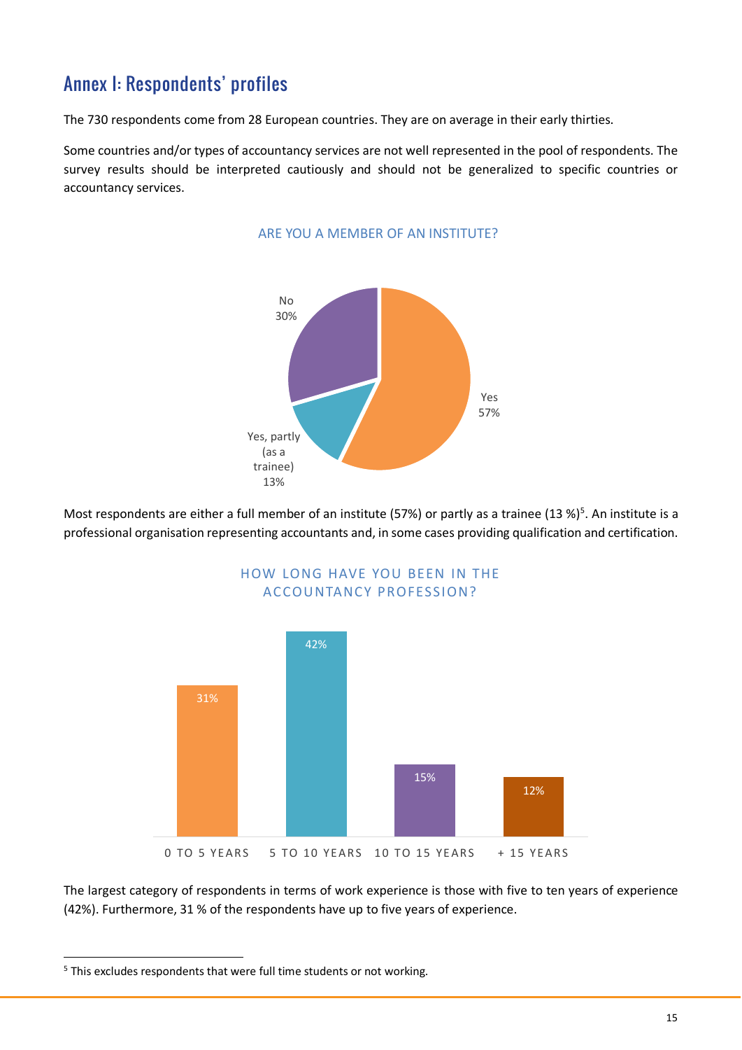## Annex I: Respondents' profiles

The 730 respondents come from 28 European countries. They are on average in their early thirties.

Some countries and/or types of accountancy services are not well represented in the pool of respondents. The survey results should be interpreted cautiously and should not be generalized to specific countries or accountancy services.

ARE YOU A MEMBER OF AN INSTITUTE?

| Answer | Share |
|---|---|
| Yes | 57% |
| Yes, partly (as a trainee) | 13% |
| No | 30% |

Most respondents are either a full member of an institute (57%) or partly as a trainee (13 %)[5]. An institute is a professional organisation representing accountants and, in some cases providing qualification and certification.

HOW LONG HAVE YOU BEEN IN THE ACCOUNTANCY PROFESSION?

| 0 TO 5 YEARS | 5 TO 10 YEARS | 10 TO 15 YEARS | + 15 YEARS |
|---|---|---|---|
| 31% | 42% | 15% | 12% |

The largest category of respondents in terms of work experience is those with five to ten years of experience (42%). Furthermore, 31 % of the respondents have up to five years of experience.

[5] This excludes respondents that were full time students or not working.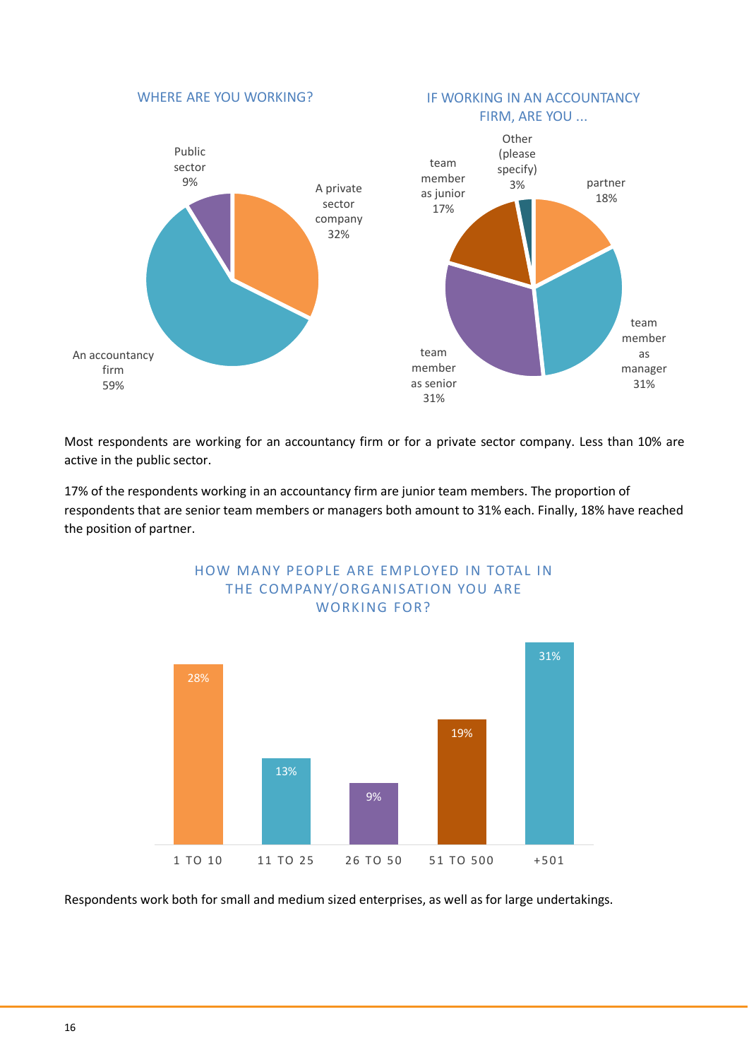### WHERE ARE YOU WORKING?

| Answer | % |
|---|---|
| A private sector company | 32% |
| An accountancy firm | 59% |
| Public sector | 9% |

### IF WORKING IN AN ACCOUNTANCY FIRM, ARE YOU ...

| Answer | % |
|---|---|
| partner | 18% |
| team member as manager | 31% |
| team member as senior | 31% |
| team member as junior | 17% |
| Other (please specify) | 3% |

Most respondents are working for an accountancy firm or for a private sector company. Less than 10% are active in the public sector.

17% of the respondents working in an accountancy firm are junior team members. The proportion of respondents that are senior team members or managers both amount to 31% each. Finally, 18% have reached the position of partner.

### HOW MANY PEOPLE ARE EMPLOYED IN TOTAL IN THE COMPANY/ORGANISATION YOU ARE WORKING FOR?

| 1 TO 10 | 11 TO 25 | 26 TO 50 | 51 TO 500 | +501 |
|---|---|---|---|---|
| 28% | 13% | 9% | 19% | 31% |

Respondents work both for small and medium sized enterprises, as well as for large undertakings.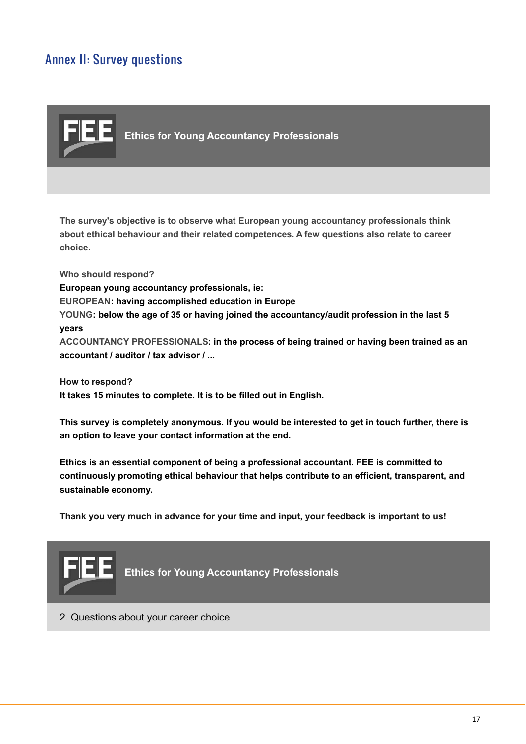# Annex II: Survey questions

**FEE** Ethics for Young Accountancy Professionals

**The survey's objective is to observe what European young accountancy professionals think about ethical behaviour and their related competences. A few questions also relate to career choice.**

**Who should respond?**

**European young accountancy professionals, ie:**

**EUROPEAN: having accomplished education in Europe**

**YOUNG: below the age of 35 or having joined the accountancy/audit profession in the last 5 years**

**ACCOUNTANCY PROFESSIONALS: in the process of being trained or having been trained as an accountant / auditor / tax advisor / ...**

**How to respond?**

**It takes 15 minutes to complete. It is to be filled out in English.**

**This survey is completely anonymous. If you would be interested to get in touch further, there is an option to leave your contact information at the end.**

**Ethics is an essential component of being a professional accountant. FEE is committed to continuously promoting ethical behaviour that helps contribute to an efficient, transparent, and sustainable economy.**

**Thank you very much in advance for your time and input, your feedback is important to us!**

**FEE** Ethics for Young Accountancy Professionals

2. Questions about your career choice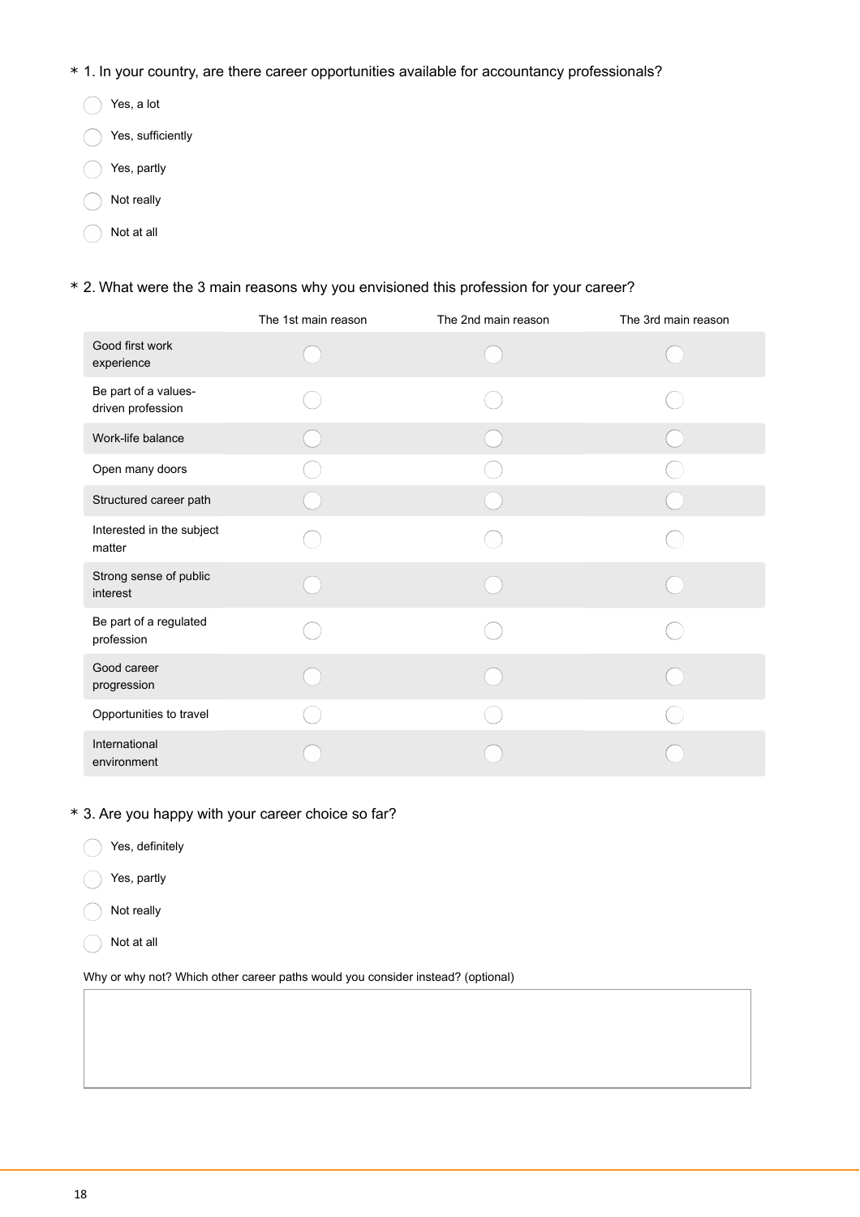\* 1. In your country, are there career opportunities available for accountancy professionals?

- ◯ Yes, a lot
- ◯ Yes, sufficiently
- ◯ Yes, partly
- ◯ Not really
- ◯ Not at all

\* 2. What were the 3 main reasons why you envisioned this profession for your career?

| | The 1st main reason | The 2nd main reason | The 3rd main reason |
|---|---|---|---|
| Good first work experience | ◯ | ◯ | ◯ |
| Be part of a values-driven profession | ◯ | ◯ | ◯ |
| Work-life balance | ◯ | ◯ | ◯ |
| Open many doors | ◯ | ◯ | ◯ |
| Structured career path | ◯ | ◯ | ◯ |
| Interested in the subject matter | ◯ | ◯ | ◯ |
| Strong sense of public interest | ◯ | ◯ | ◯ |
| Be part of a regulated profession | ◯ | ◯ | ◯ |
| Good career progression | ◯ | ◯ | ◯ |
| Opportunities to travel | ◯ | ◯ | ◯ |
| International environment | ◯ | ◯ | ◯ |

\* 3. Are you happy with your career choice so far?

- ◯ Yes, definitely
- ◯ Yes, partly
- ◯ Not really
- ◯ Not at all

Why or why not? Which other career paths would you consider instead? (optional)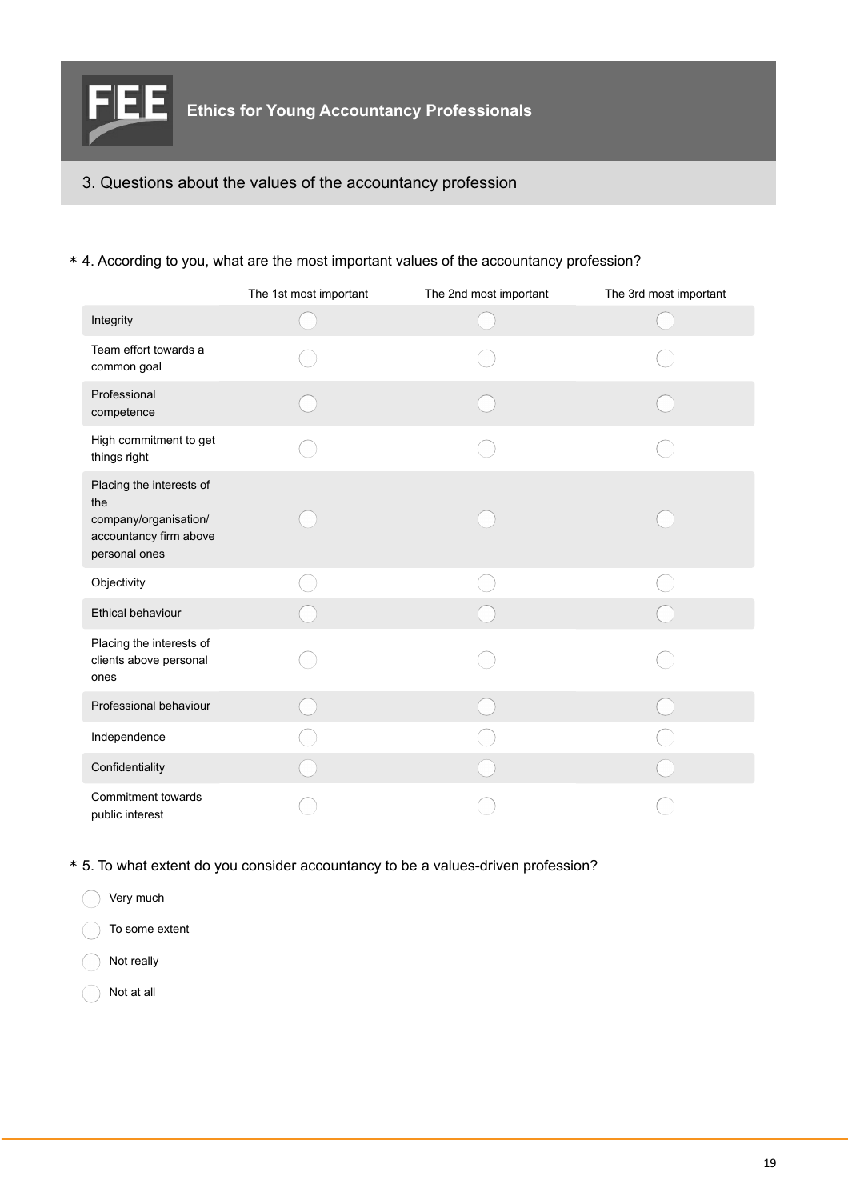**FEE Ethics for Young Accountancy Professionals**

## 3. Questions about the values of the accountancy profession

\* 4. According to you, what are the most important values of the accountancy profession?

| | The 1st most important | The 2nd most important | The 3rd most important |
|---|---|---|---|
| Integrity | ◯ | ◯ | ◯ |
| Team effort towards a common goal | ◯ | ◯ | ◯ |
| Professional competence | ◯ | ◯ | ◯ |
| High commitment to get things right | ◯ | ◯ | ◯ |
| Placing the interests of the company/organisation/ accountancy firm above personal ones | ◯ | ◯ | ◯ |
| Objectivity | ◯ | ◯ | ◯ |
| Ethical behaviour | ◯ | ◯ | ◯ |
| Placing the interests of clients above personal ones | ◯ | ◯ | ◯ |
| Professional behaviour | ◯ | ◯ | ◯ |
| Independence | ◯ | ◯ | ◯ |
| Confidentiality | ◯ | ◯ | ◯ |
| Commitment towards public interest | ◯ | ◯ | ◯ |

\* 5. To what extent do you consider accountancy to be a values-driven profession?

- ◯ Very much
- ◯ To some extent
- ◯ Not really
- ◯ Not at all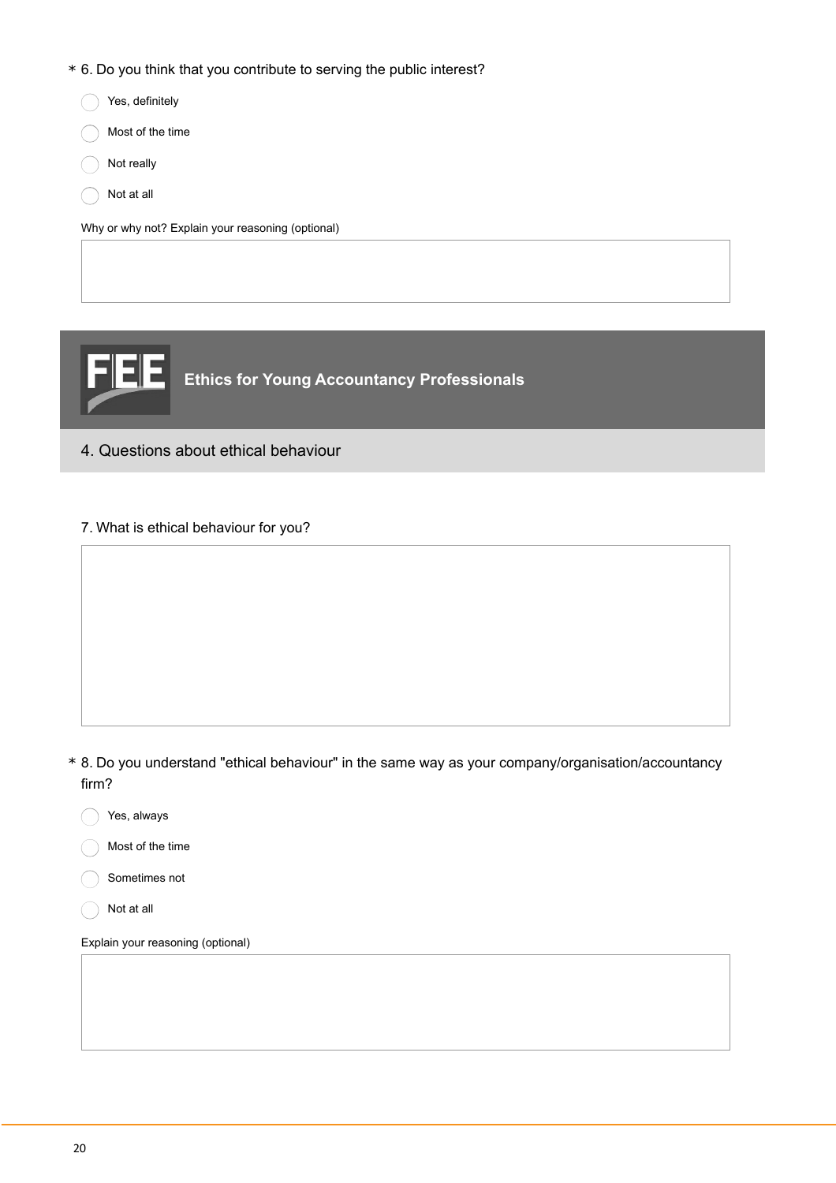\* 6. Do you think that you contribute to serving the public interest?

- Yes, definitely
- Most of the time
- Not really
- Not at all

Why or why not? Explain your reasoning (optional)

## Ethics for Young Accountancy Professionals

### 4. Questions about ethical behaviour

7. What is ethical behaviour for you?

\* 8. Do you understand "ethical behaviour" in the same way as your company/organisation/accountancy firm?

- Yes, always
- Most of the time
- Sometimes not
- Not at all

Explain your reasoning (optional)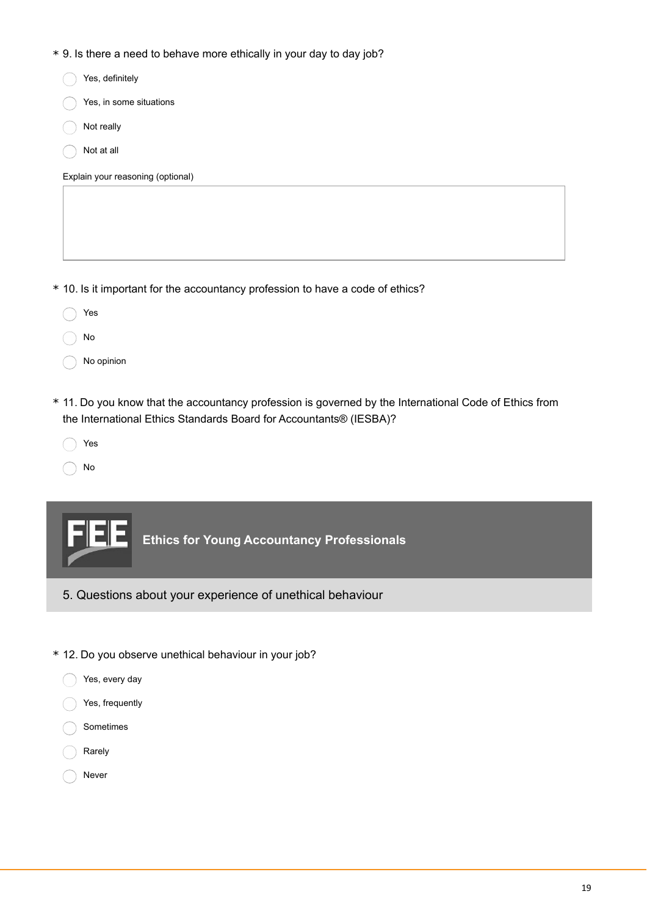\* 9. Is there a need to behave more ethically in your day to day job?

- Yes, definitely
- Yes, in some situations
- Not really
- Not at all

Explain your reasoning (optional)

\* 10. Is it important for the accountancy profession to have a code of ethics?

- Yes
- No
- No opinion

\* 11. Do you know that the accountancy profession is governed by the International Code of Ethics from the International Ethics Standards Board for Accountants® (IESBA)?

- Yes
- No

## Ethics for Young Accountancy Professionals

### 5. Questions about your experience of unethical behaviour

\* 12. Do you observe unethical behaviour in your job?

- Yes, every day
- Yes, frequently
- Sometimes
- Rarely
- Never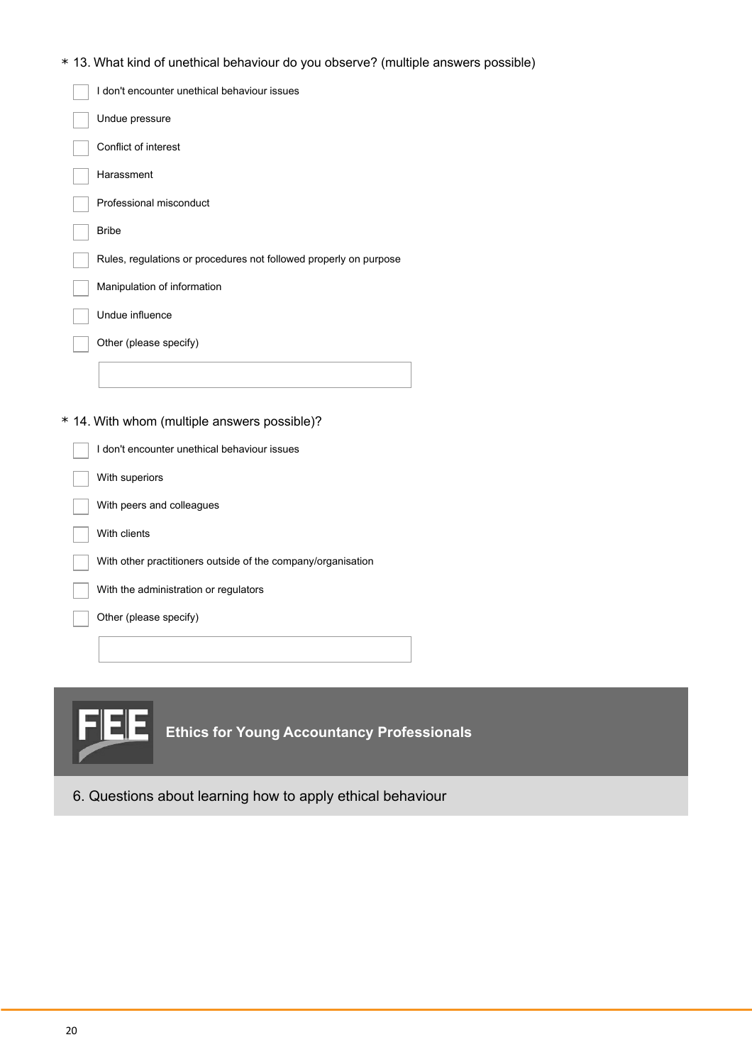\* 13. What kind of unethical behaviour do you observe? (multiple answers possible)

- ☐ I don't encounter unethical behaviour issues
- ☐ Undue pressure
- ☐ Conflict of interest
- ☐ Harassment
- ☐ Professional misconduct
- ☐ Bribe
- ☐ Rules, regulations or procedures not followed properly on purpose
- ☐ Manipulation of information
- ☐ Undue influence
- ☐ Other (please specify)

\* 14. With whom (multiple answers possible)?

- ☐ I don't encounter unethical behaviour issues
- ☐ With superiors
- ☐ With peers and colleagues
- ☐ With clients
- ☐ With other practitioners outside of the company/organisation
- ☐ With the administration or regulators
- ☐ Other (please specify)

**FEE Ethics for Young Accountancy Professionals**

## 6. Questions about learning how to apply ethical behaviour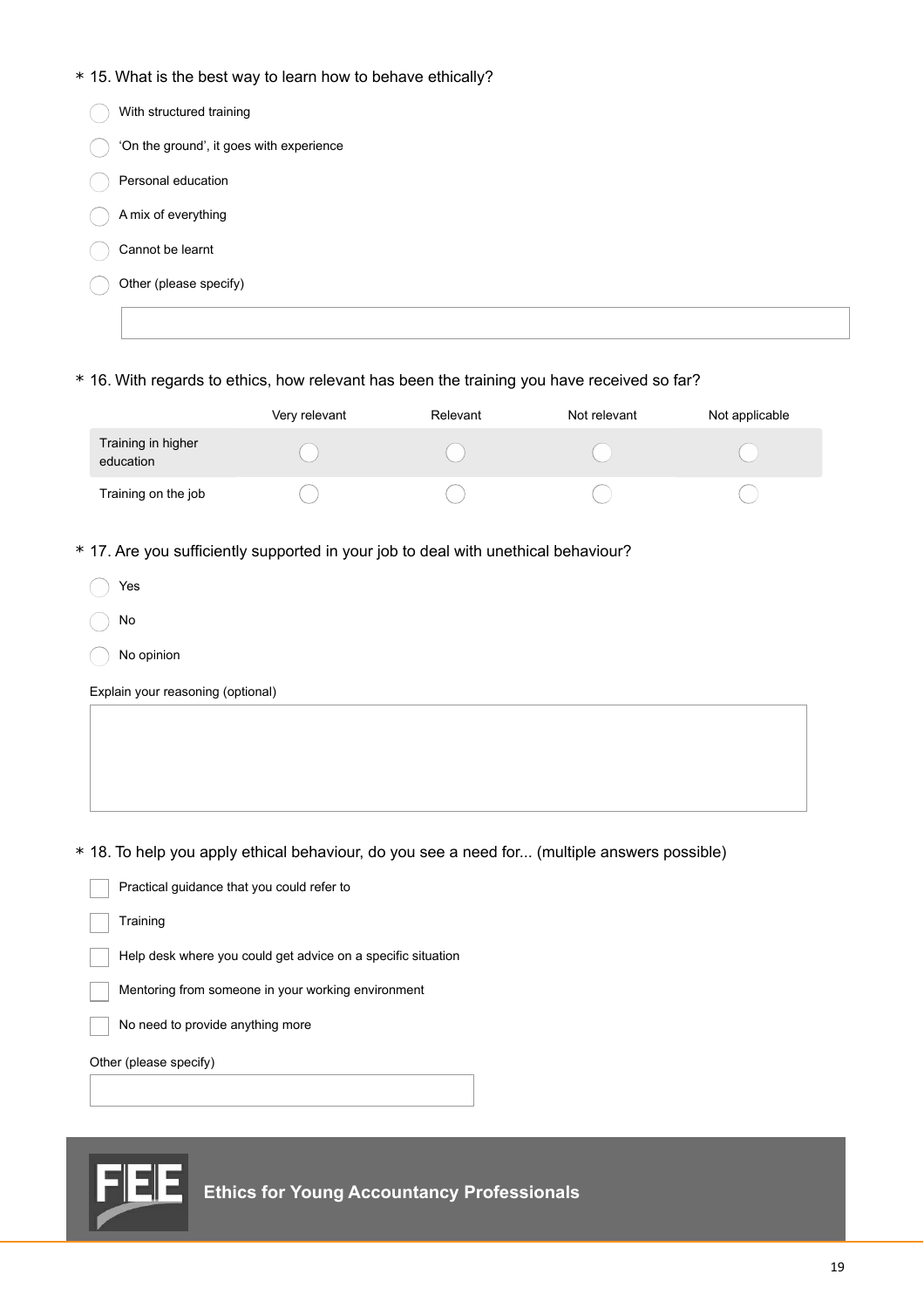\* 15. What is the best way to learn how to behave ethically?

- ◯ With structured training
- ◯ ‘On the ground’, it goes with experience
- ◯ Personal education
- ◯ A mix of everything
- ◯ Cannot be learnt
- ◯ Other (please specify)

\* 16. With regards to ethics, how relevant has been the training you have received so far?

| | Very relevant | Relevant | Not relevant | Not applicable |
|---|---|---|---|---|
| Training in higher education | ◯ | ◯ | ◯ | ◯ |
| Training on the job | ◯ | ◯ | ◯ | ◯ |

\* 17. Are you sufficiently supported in your job to deal with unethical behaviour?

- ◯ Yes
- ◯ No
- ◯ No opinion

Explain your reasoning (optional)

\* 18. To help you apply ethical behaviour, do you see a need for... (multiple answers possible)

- ☐ Practical guidance that you could refer to
- ☐ Training
- ☐ Help desk where you could get advice on a specific situation
- ☐ Mentoring from someone in your working environment
- ☐ No need to provide anything more

Other (please specify)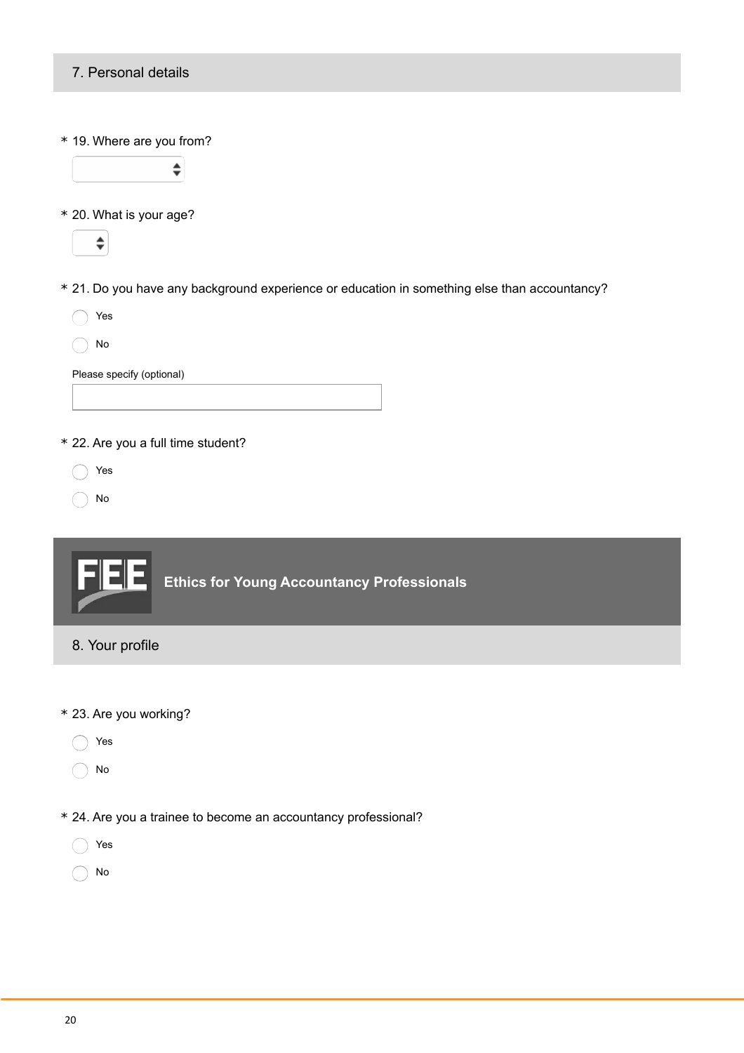## 7. Personal details

\* 19. Where are you from?

\* 20. What is your age?

\* 21. Do you have any background experience or education in something else than accountancy?

- Yes
- No

Please specify (optional)

\* 22. Are you a full time student?

- Yes
- No

**Ethics for Young Accountancy Professionals**

## 8. Your profile

\* 23. Are you working?

- Yes
- No

\* 24. Are you a trainee to become an accountancy professional?

- Yes
- No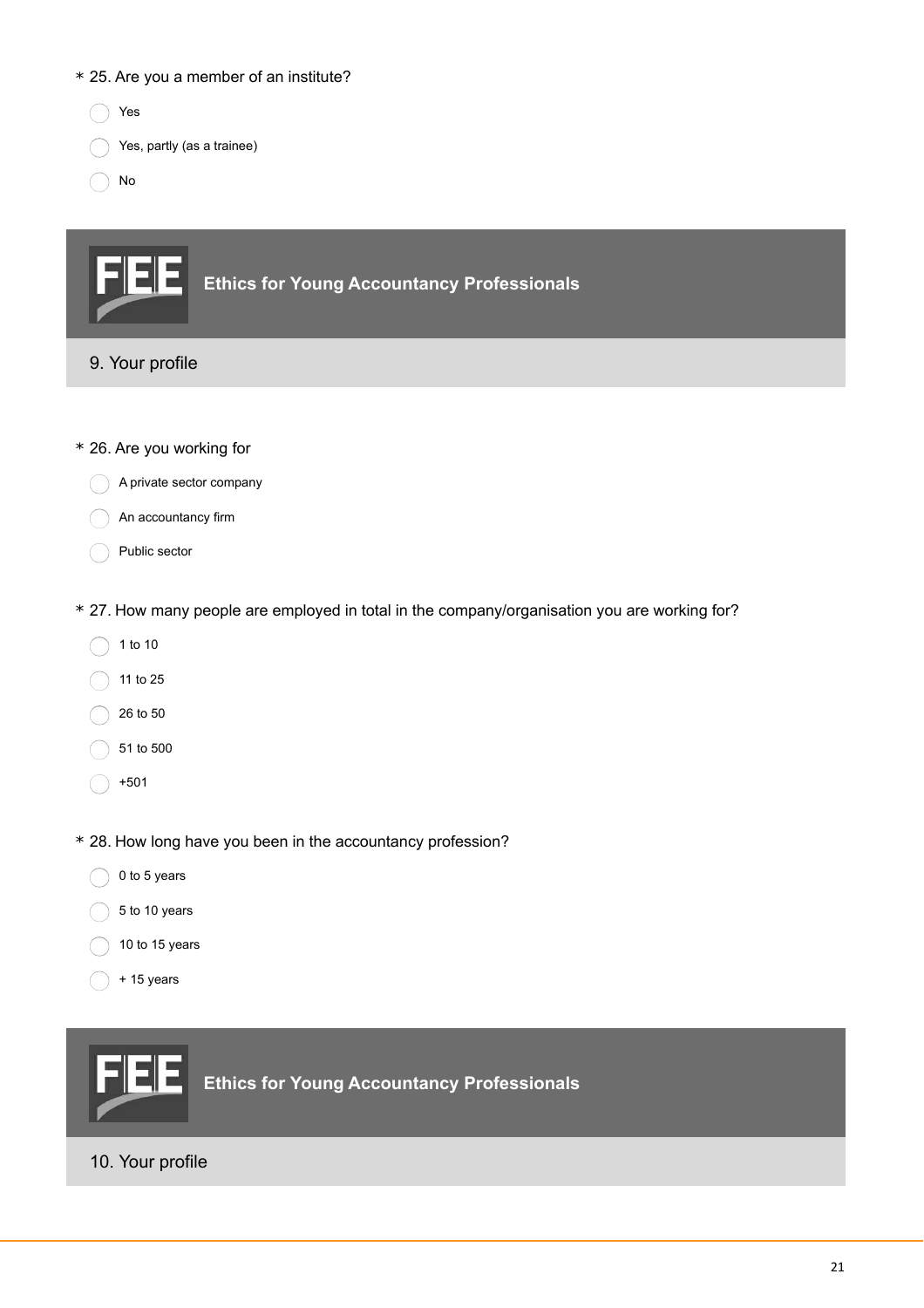\* 25. Are you a member of an institute?

- Yes
- Yes, partly (as a trainee)
- No

**Ethics for Young Accountancy Professionals**

## 9. Your profile

\* 26. Are you working for

- A private sector company
- An accountancy firm
- Public sector

\* 27. How many people are employed in total in the company/organisation you are working for?

- 1 to 10
- 11 to 25
- 26 to 50
- 51 to 500
- +501

\* 28. How long have you been in the accountancy profession?

- 0 to 5 years
- 5 to 10 years
- 10 to 15 years
- \+ 15 years

**Ethics for Young Accountancy Professionals**

## 10. Your profile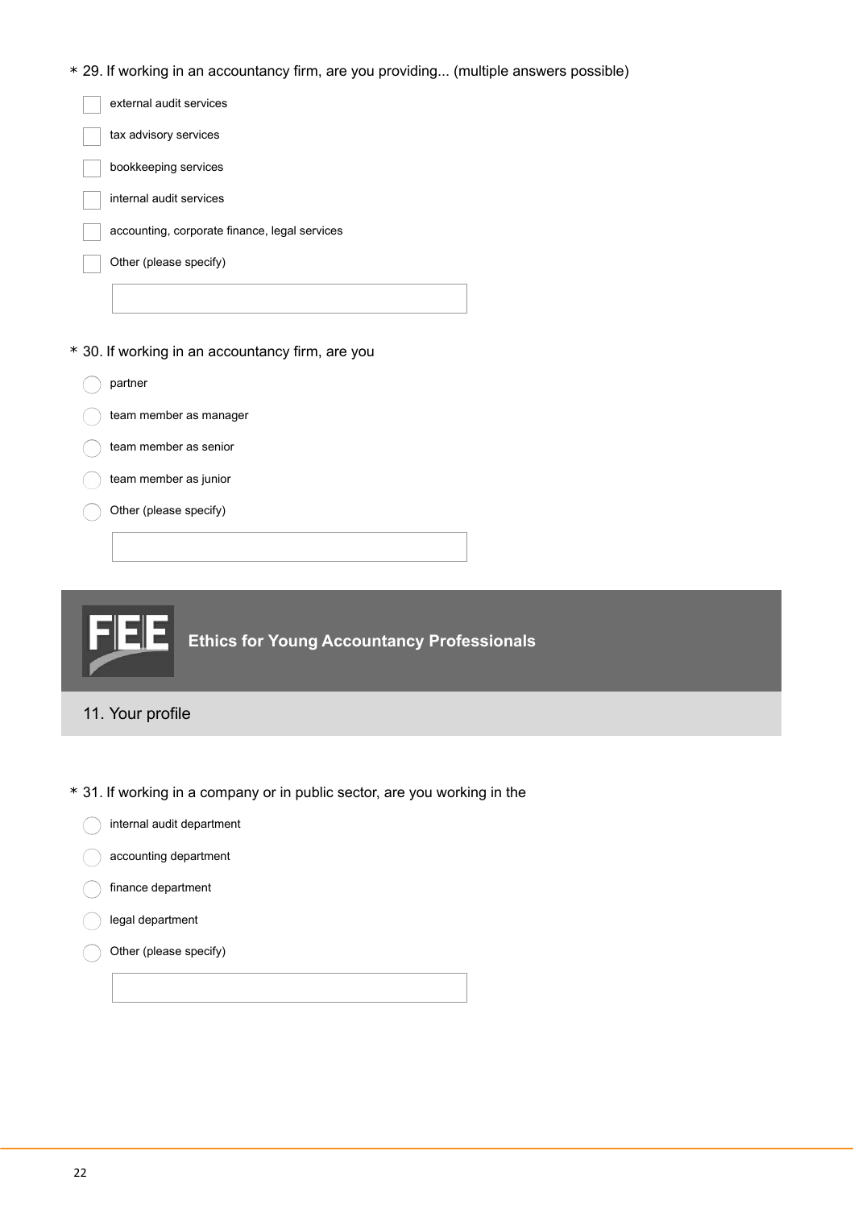\* 29. If working in an accountancy firm, are you providing... (multiple answers possible)

- [ ] external audit services
- [ ] tax advisory services
- [ ] bookkeeping services
- [ ] internal audit services
- [ ] accounting, corporate finance, legal services
- [ ] Other (please specify)

\* 30. If working in an accountancy firm, are you

- ◯ partner
- ◯ team member as manager
- ◯ team member as senior
- ◯ team member as junior
- ◯ Other (please specify)

FEE **Ethics for Young Accountancy Professionals**

## 11. Your profile

\* 31. If working in a company or in public sector, are you working in the

- ◯ internal audit department
- ◯ accounting department
- ◯ finance department
- ◯ legal department
- ◯ Other (please specify)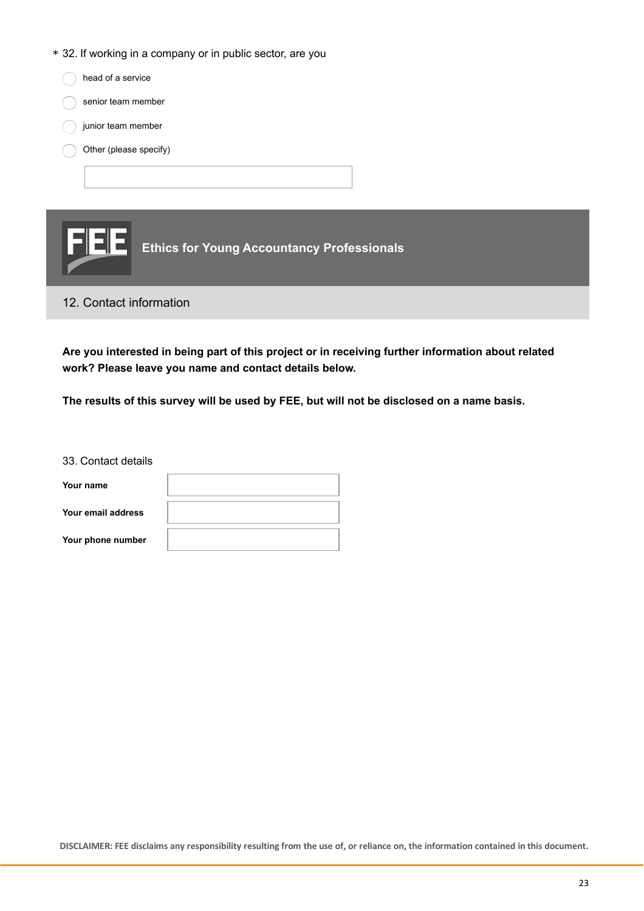\* 32. If working in a company or in public sector, are you

- head of a service
- senior team member
- junior team member
- Other (please specify)

**Ethics for Young Accountancy Professionals**

## 12. Contact information

**Are you interested in being part of this project or in receiving further information about related work? Please leave you name and contact details below.**

**The results of this survey will be used by FEE, but will not be disclosed on a name basis.**

33. Contact details

| | |
|---|---|
| **Your name** | |
| **Your email address** | |
| **Your phone number** | |

**DISCLAIMER: FEE disclaims any responsibility resulting from the use of, or reliance on, the information contained in this document.**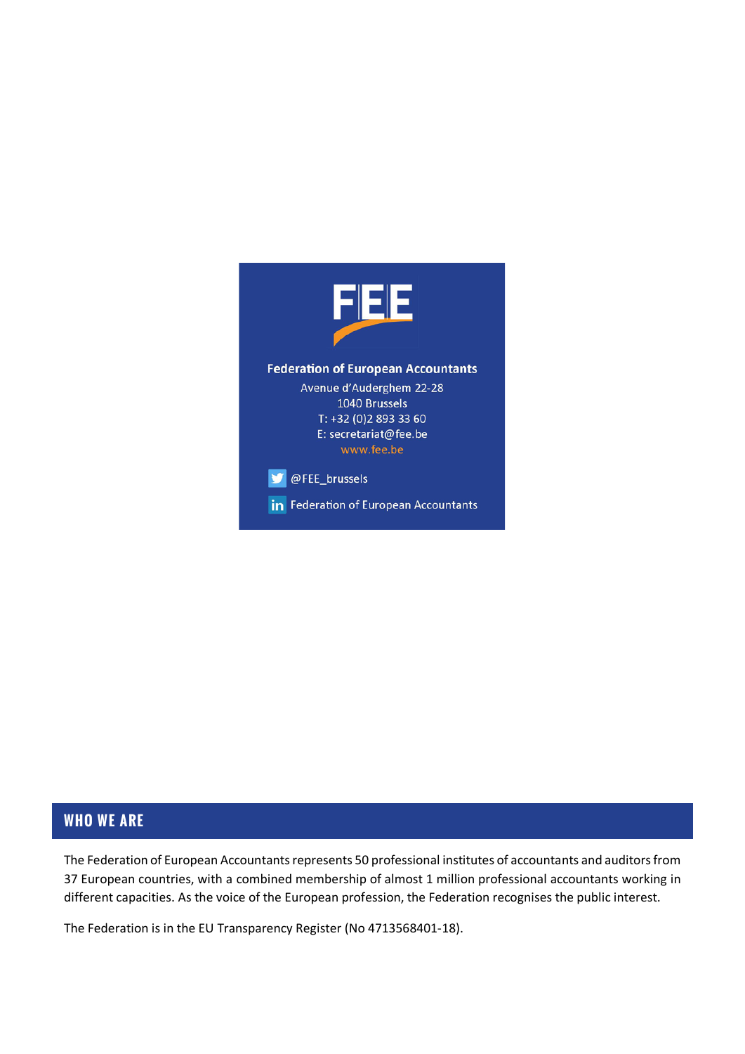FEE

**Federation of European Accountants**

Avenue d'Auderghem 22-28
1040 Brussels
T: +32 (0)2 893 33 60
E: secretariat@fee.be
www.fee.be

@FEE_brussels

Federation of European Accountants

## WHO WE ARE

The Federation of European Accountants represents 50 professional institutes of accountants and auditors from 37 European countries, with a combined membership of almost 1 million professional accountants working in different capacities. As the voice of the European profession, the Federation recognises the public interest.

The Federation is in the EU Transparency Register (No 4713568401-18).